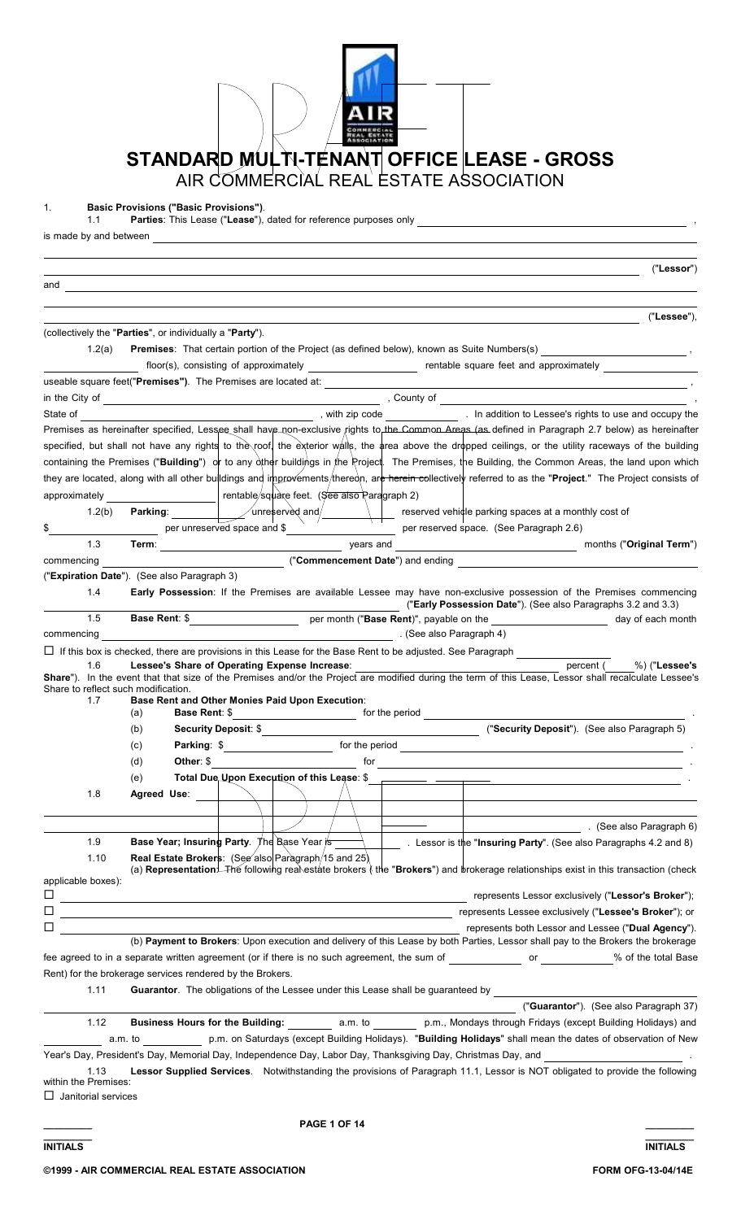# STANDARD MULTI-TENANT OFFICE LEASE - GROSS

AIR COMMERCIAL REAL ESTATE ASSOCIATION

1. **Basic Provisions ("Basic Provisions")**.

1.1 **Parties**: This Lease ("**Lease**"), dated for reference purposes only \_\_\_\_\_\_\_\_\_\_\_\_\_\_\_\_\_\_\_\_, is made by and between \_\_\_\_\_\_\_\_\_\_\_\_\_\_\_\_\_\_\_\_ ("**Lessor**") and \_\_\_\_\_\_\_\_\_\_\_\_\_\_\_\_\_\_\_\_ ("**Lessee**"), (collectively the "**Parties**", or individually a "**Party**").

1.2(a) **Premises**: That certain portion of the Project (as defined below), known as Suite Numbers(s) \_\_\_\_\_\_\_\_\_\_, \_\_\_\_\_\_\_\_\_\_ floor(s), consisting of approximately \_\_\_\_\_\_\_\_\_\_ rentable square feet and approximately \_\_\_\_\_\_\_\_\_\_ useable square feet("**Premises**"). The Premises are located at: \_\_\_\_\_\_\_\_\_\_\_\_\_\_\_\_\_\_\_\_, in the City of \_\_\_\_\_\_\_\_\_\_, County of \_\_\_\_\_\_\_\_\_\_, State of \_\_\_\_\_\_\_\_\_\_, with zip code \_\_\_\_\_\_\_\_\_\_. In addition to Lessee's rights to use and occupy the Premises as hereinafter specified, Lessee shall have non-exclusive rights to the Common Areas (as defined in Paragraph 2.7 below) as hereinafter specified, but shall not have any rights to the roof, the exterior walls, the area above the dropped ceilings, or the utility raceways of the building containing the Premises ("**Building**") or to any other buildings in the Project. The Premises, the Building, the Common Areas, the land upon which they are located, along with all other buildings and improvements thereon, are herein collectively referred to as the "**Project**." The Project consists of approximately \_\_\_\_\_\_\_\_\_\_ rentable square feet. (See also Paragraph 2)

1.2(b) **Parking**: \_\_\_\_\_\_\_\_\_\_ unreserved and \_\_\_\_\_\_\_\_\_\_ reserved vehicle parking spaces at a monthly cost of $\_\_\_\_\_\_\_\_\_\_ per unreserved space and $\_\_\_\_\_\_\_\_\_\_ per reserved space. (See Paragraph 2.6)

1.3 **Term**: \_\_\_\_\_\_\_\_\_\_ years and \_\_\_\_\_\_\_\_\_\_ months ("**Original Term**") commencing \_\_\_\_\_\_\_\_\_\_ ("**Commencement Date**") and ending \_\_\_\_\_\_\_\_\_\_ ("**Expiration Date**"). (See also Paragraph 3)

1.4 **Early Possession**: If the Premises are available Lessee may have non-exclusive possession of the Premises commencing \_\_\_\_\_\_\_\_\_\_ ("**Early Possession Date**"). (See also Paragraphs 3.2 and 3.3)

1.5 **Base Rent**: $\_\_\_\_\_\_\_\_\_\_ per month ("**Base Rent**)", payable on the \_\_\_\_\_\_\_\_\_\_ day of each month commencing \_\_\_\_\_\_\_\_\_\_. (See also Paragraph 4)

☐ If this box is checked, there are provisions in this Lease for the Base Rent to be adjusted. See Paragraph \_\_\_\_\_\_\_\_\_\_

1.6 **Lessee's Share of Operating Expense Increase**: \_\_\_\_\_\_\_\_\_\_ percent ( \_\_\_\_ %) ("**Lessee's Share**"). In the event that size of the Premises and/or the Project are modified during the term of this Lease, Lessor shall recalculate Lessee's Share to reflect such modification.

1.7 **Base Rent and Other Monies Paid Upon Execution**:

(a) **Base Rent**: $\_\_\_\_\_\_\_\_\_\_ for the period \_\_\_\_\_\_\_\_\_\_.

(b) **Security Deposit**: $\_\_\_\_\_\_\_\_\_\_ ("**Security Deposit**"). (See also Paragraph 5)

(c) **Parking**: $\_\_\_\_\_\_\_\_\_\_ for the period \_\_\_\_\_\_\_\_\_\_.

(d) **Other**: $\_\_\_\_\_\_\_\_\_\_ for \_\_\_\_\_\_\_\_\_\_.

(e) **Total Due Upon Execution of this Lease**: $\_\_\_\_\_\_\_\_\_\_.

1.8 **Agreed Use**: \_\_\_\_\_\_\_\_\_\_\_\_\_\_\_\_\_\_\_\_. (See also Paragraph 6)

1.9 **Base Year; Insuring Party**. The Base Year is \_\_\_\_\_\_\_\_\_\_. Lessor is the "**Insuring Party**". (See also Paragraphs 4.2 and 8)

1.10 **Real Estate Brokers**: (See also Paragraph 15 and 25)

(a) **Representation**: The following real estate brokers (the "**Brokers**") and brokerage relationships exist in this transaction (check applicable boxes):

☐ \_\_\_\_\_\_\_\_\_\_ represents Lessor exclusively ("**Lessor's Broker**");

☐ \_\_\_\_\_\_\_\_\_\_ represents Lessee exclusively ("**Lessee's Broker**"); or

☐ \_\_\_\_\_\_\_\_\_\_ represents both Lessor and Lessee ("**Dual Agency**").

(b) **Payment to Brokers**: Upon execution and delivery of this Lease by both Parties, Lessor shall pay to the Brokers the brokerage fee agreed to in a separate written agreement (or if there is no such agreement, the sum of \_\_\_\_\_\_\_\_\_\_ or \_\_\_\_\_\_\_\_\_\_% of the total Base Rent) for the brokerage services rendered by the Brokers.

1.11 **Guarantor**. The obligations of the Lessee under this Lease shall be guaranteed by \_\_\_\_\_\_\_\_\_\_ ("**Guarantor**"). (See also Paragraph 37)

1.12 **Business Hours for the Building:** \_\_\_\_\_\_\_\_\_\_ a.m. to \_\_\_\_\_\_\_\_\_\_ p.m., Mondays through Fridays (except Building Holidays) and \_\_\_\_\_\_\_\_\_\_ a.m. to \_\_\_\_\_\_\_\_\_\_ p.m. on Saturdays (except Building Holidays). "**Building Holidays**" shall mean the dates of observation of New Year's Day, President's Day, Memorial Day, Independence Day, Labor Day, Thanksgiving Day, Christmas Day, and \_\_\_\_\_\_\_\_\_\_.

1.13 **Lessor Supplied Services**. Notwithstanding the provisions of Paragraph 11.1, Lessor is NOT obligated to provide the following within the Premises:

☐ Janitorial services

\_\_\_\_\_\_\_\_\_\_ **INITIALS** \_\_\_\_\_\_\_\_\_\_ **INITIALS**

**©1999 - AIR COMMERCIAL REAL ESTATE ASSOCIATION** **FORM OFG-13-04/14E**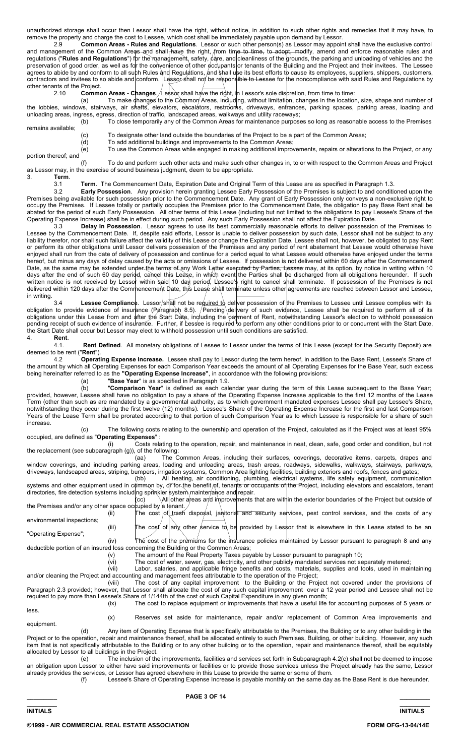unauthorized storage shall occur then Lessor shall have the right, without notice, in addition to such other rights and remedies that it may have, to remove the property and charge the cost to Lessee, which cost shall be immediately payable upon demand by Lessor.

2.9 **Common Areas - Rules and Regulations**. Lessor or such other person(s) as Lessor may appoint shall have the exclusive control and management of the Common Areas and shall have the right, from time to time, to adopt, modify, amend and enforce reasonable rules and regulations ("**Rules and Regulations**") for the management, safety, care, and cleanliness of the grounds, the parking and unloading of vehicles and the preservation of good order, as well as for the convenience of other occupants or tenants of the Building and the Project and their invitees. The Lessee agrees to abide by and conform to all such Rules and Regulations, and shall use its best efforts to cause its employees, suppliers, shippers, customers, contractors and invitees to so abide and conform. Lessor shall not be responsible to Lessee for the noncompliance with said Rules and Regulations by other tenants of the Project.

2.10 **Common Areas - Changes**. Lessor shall have the right, in Lessor's sole discretion, from time to time:

(a) To make changes to the Common Areas, including, without limitation, changes in the location, size, shape and number of the lobbies, windows, stairways, air shafts, elevators, escalators, restrooms, driveways, entrances, parking spaces, parking areas, loading and unloading areas, ingress, egress, direction of traffic, landscaped areas, walkways and utility raceways;

(b) To close temporarily any of the Common Areas for maintenance purposes so long as reasonable access to the Premises remains available;

(c) To designate other land outside the boundaries of the Project to be a part of the Common Areas;

(d) To add additional buildings and improvements to the Common Areas;

(e) To use the Common Areas while engaged in making additional improvements, repairs or alterations to the Project, or any portion thereof; and

(f) To do and perform such other acts and make such other changes in, to or with respect to the Common Areas and Project as Lessor may, in the exercise of sound business judgment, deem to be appropriate.

3. **Term**.

3.1 **Term**. The Commencement Date, Expiration Date and Original Term of this Lease are as specified in Paragraph 1.3.

3.2 **Early Possession**. Any provision herein granting Lessee Early Possession of the Premises is subject to and conditioned upon the Premises being available for such possession prior to the Commencement Date. Any grant of Early Possession only conveys a non-exclusive right to occupy the Premises. If Lessee totally or partially occupies the Premises prior to the Commencement Date, the obligation to pay Base Rent shall be abated for the period of such Early Possession. All other terms of this Lease (including but not limited to the obligations to pay Lessee's Share of the Operating Expense Increase) shall be in effect during such period. Any such Early Possession shall not affect the Expiration Date.

3.3 **Delay In Possession**. Lessor agrees to use its best commercially reasonable efforts to deliver possession of the Premises to Lessee by the Commencement Date. If, despite said efforts, Lessor is unable to deliver possession by such date, Lessor shall not be subject to any liability therefor, nor shall such failure affect the validity of this Lease or change the Expiration Date. Lessee shall not, however, be obligated to pay Rent or perform its other obligations until Lessor delivers possession of the Premises and any period of rent abatement that Lessee would otherwise have enjoyed shall run from the date of delivery of possession and continue for a period equal to what Lessee would otherwise have enjoyed under the terms hereof, but minus any days of delay caused by the acts or omissions of Lessee. If possession is not delivered within 60 days after the Commencement Date, as the same may be extended under the terms of any Work Letter executed by Parties, Lessee may, at its option, by notice in writing within 10 days after the end of such 60 day period, cancel this Lease, in which event the Parties shall be discharged from all obligations hereunder. If such written notice is not received by Lessor within said 10 day period, Lessee's right to cancel shall terminate. If possession of the Premises is not delivered within 120 days after the Commencement Date, this Lease shall terminate unless other agreements are reached between Lessor and Lessee, in writing.

3.4 **Lessee Compliance**. Lessor shall not be required to deliver possession of the Premises to Lessee until Lessee complies with its obligation to provide evidence of insurance (Paragraph 8.5). Pending delivery of such evidence, Lessee shall be required to perform all of its obligations under this Lease from and after the Start Date, including the payment of Rent, notwithstanding Lessor's election to withhold possession pending receipt of such evidence of insurance. Further, if Lessee is required to perform any other conditions prior to or concurrent with the Start Date, the Start Date shall occur but Lessor may elect to withhold possession until such conditions are satisfied.

4. **Rent**.

4.1. **Rent Defined**. All monetary obligations of Lessee to Lessor under the terms of this Lease (except for the Security Deposit) are deemed to be rent ("**Rent**").

4.2 **Operating Expense Increase.** Lessee shall pay to Lessor during the term hereof, in addition to the Base Rent, Lessee's Share of the amount by which all Operating Expenses for each Comparison Year exceeds the amount of all Operating Expenses for the Base Year, such excess being hereinafter referred to as the **"Operating Expense Increase"**, in accordance with the following provisions:

(a) "**Base Year**" is as specified in Paragraph 1.9.

(b) "**Comparison Year**" is defined as each calendar year during the term of this Lease subsequent to the Base Year; provided, however, Lessee shall have no obligation to pay a share of the Operating Expense Increase applicable to the first 12 months of the Lease Term (other than such as are mandated by a governmental authority, as to which government mandated expenses Lessee shall pay Lessee's Share, notwithstanding they occur during the first twelve (12) months). Lessee's Share of the Operating Expense Increase for the first and last Comparison Years of the Lease Term shall be prorated according to that portion of such Comparison Year as to which Lessee is responsible for a share of such increase.

(c) The following costs relating to the ownership and operation of the Project, calculated as if the Project was at least 95% occupied, are defined as "**Operating Expenses**" :

(i) Costs relating to the operation, repair, and maintenance in neat, clean, safe, good order and condition, but not the replacement (see subparagraph (g)), of the following:

(aa) The Common Areas, including their surfaces, coverings, decorative items, carpets, drapes and window coverings, and including parking areas, loading and unloading areas, trash areas, roadways, sidewalks, walkways, stairways, parkways, driveways, landscaped areas, striping, bumpers, irrigation systems, Common Area lighting facilities, building exteriors and roofs, fences and gates;

(bb) All heating, air conditioning, plumbing, electrical systems, life safety equipment, communication systems and other equipment used in common by, or for the benefit of, tenants or occupants of the Project, including elevators and escalators, tenant directories, fire detection systems including sprinkler system maintenance and repair.

(cc) All other areas and improvements that are within the exterior boundaries of the Project but outside of the Premises and/or any other space occupied by a tenant.

(ii) The cost of trash disposal, janitorial and security services, pest control services, and the costs of any environmental inspections;

(iii) The cost of any other service to be provided by Lessor that is elsewhere in this Lease stated to be an "Operating Expense";

(iv) The cost of the premiums for the insurance policies maintained by Lessor pursuant to paragraph 8 and any deductible portion of an insured loss concerning the Building or the Common Areas;

(v) The amount of the Real Property Taxes payable by Lessor pursuant to paragraph 10;

(vi) The cost of water, sewer, gas, electricity, and other publicly mandated services not separately metered;

(vii) Labor, salaries, and applicable fringe benefits and costs, materials, supplies and tools, used in maintaining and/or cleaning the Project and accounting and management fees attributable to the operation of the Project;

(viii) The cost of any capital improvement to the Building or the Project not covered under the provisions of Paragraph 2.3 provided; however, that Lessor shall allocate the cost of any such capital improvement over a 12 year period and Lessee shall not be required to pay more than Lessee's Share of 1/144th of the cost of such Capital Expenditure in any given month;

(ix) The cost to replace equipment or improvements that have a useful life for accounting purposes of 5 years or less.

(x) Reserves set aside for maintenance, repair and/or replacement of Common Area improvements and equipment.

(d) Any item of Operating Expense that is specifically attributable to the Premises, the Building or to any other building in the Project or to the operation, repair and maintenance thereof, shall be allocated entirely to such Premises, Building, or other building. However, any such item that is not specifically attributable to the Building or to any other building or to the operation, repair and maintenance thereof, shall be equitably allocated by Lessor to all buildings in the Project.

(e) The inclusion of the improvements, facilities and services set forth in Subparagraph 4.2(c) shall not be deemed to impose an obligation upon Lessor to either have said improvements or facilities or to provide those services unless the Project already has the same, Lessor already provides the services, or Lessor has agreed elsewhere in this Lease to provide the same or some of them.

(f) Lessee's Share of Operating Expense Increase is payable monthly on the same day as the Base Rent is due hereunder.

INITIALS INITIALS

©1999 - AIR COMMERCIAL REAL ESTATE ASSOCIATION FORM OFG-13-04/14E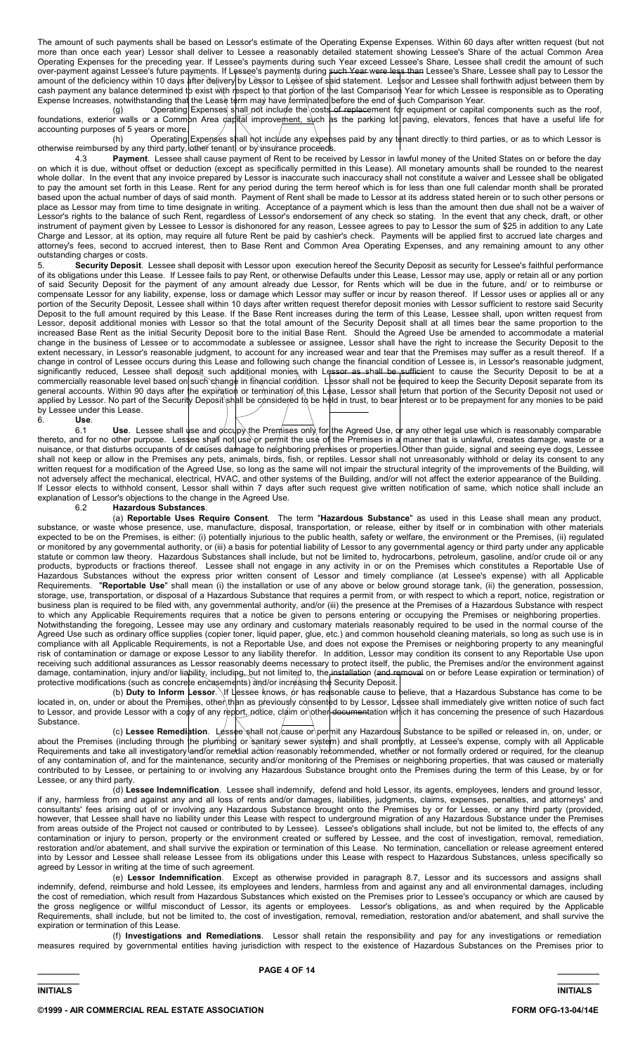The amount of such payments shall be based on Lessor's estimate of the Operating Expense Expenses. Within 60 days after written request (but not more than once each year) Lessor shall deliver to Lessee a reasonably detailed statement showing Lessee's Share of the actual Common Area Operating Expenses for the preceding year. If Lessee's payments during such Year exceed Lessee's Share, Lessee shall credit the amount of such over-payment against Lessee's future payments. If Lessee's payments during such Year were less than Lessee's Share, Lessee shall pay to Lessor the amount of the deficiency within 10 days after delivery by Lessor to Lessee of said statement. Lessor and Lessee shall forthwith adjust between them by cash payment any balance determined to exist with respect to that portion of the last Comparison Year for which Lessee is responsible as to Operating Expense Increases, notwithstanding that the Lease term may have terminated before the end of such Comparison Year.

(g) Operating Expenses shall not include the costs of replacement for equipment or capital components such as the roof, foundations, exterior walls or a Common Area capital improvement, such as the parking lot paving, elevators, fences that have a useful life for accounting purposes of 5 years or more.

(h) Operating Expenses shall not include any expenses paid by any tenant directly to third parties, or as to which Lessor is otherwise reimbursed by any third party, other tenant, or by insurance proceeds.

4.3 **Payment**. Lessee shall cause payment of Rent to be received by Lessor in lawful money of the United States on or before the day on which it is due, without offset or deduction (except as specifically permitted in this Lease). All monetary amounts shall be rounded to the nearest whole dollar. In the event that any invoice prepared by Lessor is inaccurate such inaccuracy shall not constitute a waiver and Lessee shall be obligated to pay the amount set forth in this Lease. Rent for any period during the term hereof which is for less than one full calendar month shall be prorated based upon the actual number of days of said month. Payment of Rent shall be made to Lessor at its address stated herein or to such other persons or place as Lessor may from time to time designate in writing. Acceptance of a payment which is less than the amount then due shall not be a waiver of Lessor's rights to the balance of such Rent, regardless of Lessor's endorsement of any check so stating. In the event that any check, draft, or other instrument of payment given by Lessee to Lessor is dishonored for any reason, Lessee agrees to pay to Lessor the sum of $25 in addition to any Late Charge and Lessor, at its option, may require all future Rent be paid by cashier's check. Payments will be applied first to accrued late charges and attorney's fees, second to accrued interest, then to Base Rent and Common Area Operating Expenses, and any remaining amount to any other outstanding charges or costs.

5. **Security Deposit**. Lessee shall deposit with Lessor upon execution hereof the Security Deposit as security for Lessee's faithful performance of its obligations under this Lease. If Lessee fails to pay Rent, or otherwise Defaults under this Lease, Lessor may use, apply or retain all or any portion of said Security Deposit for the payment of any amount already due Lessor, for Rents which will be due in the future, and/ or to reimburse or compensate Lessor for any liability, expense, loss or damage which Lessor may suffer or incur by reason thereof. If Lessor uses or applies all or any portion of the Security Deposit, Lessee shall within 10 days after written request therefor deposit monies with Lessor sufficient to restore said Security Deposit to the full amount required by this Lease. If the Base Rent increases during the term of this Lease, Lessee shall, upon written request from Lessor, deposit additional monies with Lessor so that the total amount of the Security Deposit shall at all times bear the same proportion to the increased Base Rent as the initial Security Deposit bore to the initial Base Rent. Should the Agreed Use be amended to accommodate a material change in the business of Lessee or to accommodate a sublessee or assignee, Lessor shall have the right to increase the Security Deposit to the extent necessary, in Lessor's reasonable judgment, to account for any increased wear and tear that the Premises may suffer as a result thereof. If a change in control of Lessee occurs during this Lease and following such change the financial condition of Lessee is, in Lessor's reasonable judgment, significantly reduced, Lessee shall deposit such additional monies with Lessor as shall be sufficient to cause the Security Deposit to be at a commercially reasonable level based on such change in financial condition. Lessor shall not be required to keep the Security Deposit separate from its general accounts. Within 90 days after the expiration or termination of this Lease, Lessor shall return that portion of the Security Deposit not used or applied by Lessor. No part of the Security Deposit shall be considered to be held in trust, to bear interest or to be prepayment for any monies to be paid by Lessee under this Lease.

6. **Use**.

6.1 **Use**. Lessee shall use and occupy the Premises only for the Agreed Use, or any other legal use which is reasonably comparable thereto, and for no other purpose. Lessee shall not use or permit the use of the Premises in a manner that is unlawful, creates damage, waste or a nuisance, or that disturbs occupants of or causes damage to neighboring premises or properties. Other than guide, signal and seeing eye dogs, Lessee shall not keep or allow in the Premises any pets, animals, birds, fish, or reptiles. Lessor shall not unreasonably withhold or delay its consent to any written request for a modification of the Agreed Use, so long as the same will not impair the structural integrity of the improvements of the Building, will not adversely affect the mechanical, electrical, HVAC, and other systems of the Building, and/or will not affect the exterior appearance of the Building. If Lessor elects to withhold consent, Lessor shall within 7 days after such request give written notification of same, which notice shall include an explanation of Lessor's objections to the change in the Agreed Use.

6.2 **Hazardous Substances**.

(a) **Reportable Uses Require Consent**. The term "**Hazardous Substance**" as used in this Lease shall mean any product, substance, or waste whose presence, use, manufacture, disposal, transportation, or release, either by itself or in combination with other materials expected to be on the Premises, is either: (i) potentially injurious to the public health, safety or welfare, the environment or the Premises, (ii) regulated or monitored by any governmental authority, or (iii) a basis for potential liability of Lessor to any governmental agency or third party under any applicable statute or common law theory. Hazardous Substances shall include, but not be limited to, hydrocarbons, petroleum, gasoline, and/or crude oil or any products, byproducts or fractions thereof. Lessee shall not engage in any activity in or on the Premises which constitutes a Reportable Use of Hazardous Substances without the express prior written consent of Lessor and timely compliance (at Lessee's expense) with all Applicable Requirements. "**Reportable Use**" shall mean (i) the installation or use of any above or below ground storage tank, (ii) the generation, possession, storage, use, transportation, or disposal of a Hazardous Substance that requires a permit from, or with respect to which a report, notice, registration or business plan is required to be filed with, any governmental authority, and/or (iii) the presence at the Premises of a Hazardous Substance with respect to which any Applicable Requirements require that a notice be given to persons entering or occupying the Premises or neighboring properties. Notwithstanding the foregoing, Lessee may use any ordinary and customary materials reasonably required to be used in the normal course of the Agreed Use such as ordinary office supplies (copier toner, liquid paper, glue, etc.) and common household cleaning materials, so long as such use is in compliance with all Applicable Requirements, is not a Reportable Use, and does not expose the Premises or neighboring property to any meaningful risk of contamination or damage or expose Lessor to any liability therefor. In addition, Lessor may condition its consent to any Reportable Use upon receiving such additional assurances as Lessor reasonably deems necessary to protect itself, the public, the Premises and/or the environment against damage, contamination, injury and/or liability, including, but not limited to, the installation (and removal on or before Lease expiration or termination) of protective modifications (such as concrete encasements) and/or increasing the Security Deposit.

(b) **Duty to Inform Lessor**. If Lessee knows, or has reasonable cause to believe, that a Hazardous Substance has come to be located in, on, under or about the Premises, other than as previously consented to by Lessor, Lessee shall immediately give written notice of such fact to Lessor, and provide Lessor with a copy of any report, notice, claim or other documentation which it has concerning the presence of such Hazardous Substance.

(c) **Lessee Remediation**. Lessee shall not cause or permit any Hazardous Substance to be spilled or released in, on, under, or about the Premises (including through the plumbing or sanitary sewer system) and shall promptly, at Lessee's expense, comply with all Applicable Requirements and take all investigatory and/or remedial action reasonably recommended, whether or not formally ordered or required, for the cleanup of any contamination of, and for the maintenance, security and/or monitoring of the Premises or neighboring properties, that was caused or materially contributed to by Lessee, or pertaining to or involving any Hazardous Substance brought onto the Premises during the term of this Lease, by or for Lessee, or any third party.

(d) **Lessee Indemnification**. Lessee shall indemnify, defend and hold Lessor, its agents, employees, lenders and ground lessor, if any, harmless from and against any and all loss of rents and/or damages, liabilities, judgments, claims, expenses, penalties, and attorneys' and consultants' fees arising out of or involving any Hazardous Substance brought onto the Premises by or for Lessee, or any third party (provided, however, that Lessee shall have no liability under this Lease with respect to underground migration of any Hazardous Substance under the Premises from areas outside of the Project not caused or contributed to by Lessee). Lessee's obligations shall include, but not be limited to, the effects of any contamination or injury to person, property or the environment created or suffered by Lessee, and the cost of investigation, removal, remediation, restoration and/or abatement, and shall survive the expiration or termination of this Lease. No termination, cancellation or release agreement entered into by Lessor and Lessee shall release Lessee from its obligations under this Lease with respect to Hazardous Substances, unless specifically so agreed by Lessor in writing at the time of such agreement.

(e) **Lessor Indemnification**. Except as otherwise provided in paragraph 8.7, Lessor and its successors and assigns shall indemnify, defend, reimburse and hold Lessee, its employees and lenders, harmless from and against any and all environmental damages, including the cost of remediation, which result from Hazardous Substances which existed on the Premises prior to Lessee's occupancy or which are caused by the gross negligence or willful misconduct of Lessor, its agents or employees. Lessor's obligations, as and when required by the Applicable Requirements, shall include, but not be limited to, the cost of investigation, removal, remediation, restoration and/or abatement, and shall survive the expiration or termination of this Lease.

(f) **Investigations and Remediations**. Lessor shall retain the responsibility and pay for any investigations or remediation measures required by governmental entities having jurisdiction with respect to the existence of Hazardous Substances on the Premises prior to

INITIALS INITIALS

©1999 - AIR COMMERCIAL REAL ESTATE ASSOCIATION FORM OFG-13-04/14E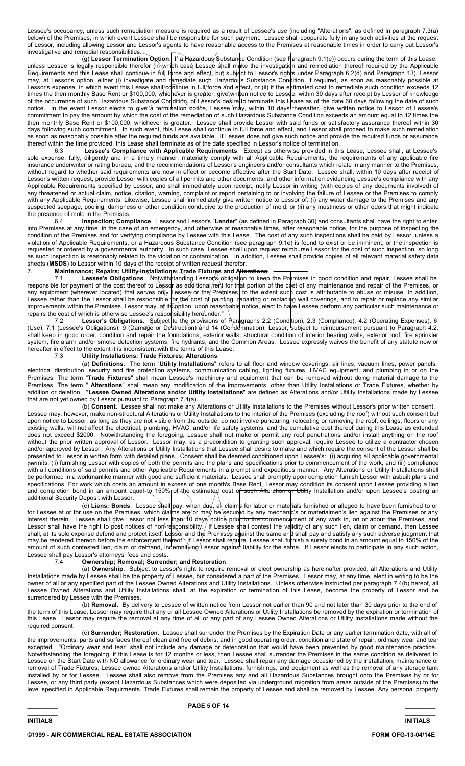Lessee's occupancy, unless such remediation measure is required as a result of Lessee's use (including "Alterations", as defined in paragraph 7.3(a) below) of the Premises, in which event Lessee shall be responsible for such payment. Lessee shall cooperate fully in any such activities at the request of Lessor, including allowing Lessor and Lessor's agents to have reasonable access to the Premises at reasonable times in order to carry out Lessor's investigative and remedial responsibilities.

(g) **Lessor Termination Option**. If a Hazardous Substance Condition (see Paragraph 9.1(e)) occurs during the term of this Lease, unless Lessee is legally responsible therefor (in which case Lessee shall make the investigation and remediation thereof required by the Applicable Requirements and this Lease shall continue in full force and effect, but subject to Lessor's rights under Paragraph 6.2(d) and Paragraph 13), Lessor may, at Lessor's option, either (i) investigate and remediate such Hazardous Substance Condition, if required, as soon as reasonably possible at Lessor's expense, in which event this Lease shall continue in full force and effect, or (ii) if the estimated cost to remediate such condition exceeds 12 times the then monthly Base Rent or $100,000, whichever is greater, give written notice to Lessee, within 30 days after receipt by Lessor of knowledge of the occurrence of such Hazardous Substance Condition, of Lessor's desire to terminate this Lease as of the date 60 days following the date of such notice. In the event Lessor elects to give a termination notice, Lessee may, within 10 days thereafter, give written notice to Lessor of Lessee's commitment to pay the amount by which the cost of the remediation of such Hazardous Substance Condition exceeds an amount equal to 12 times the then monthly Base Rent or $100,000, whichever is greater. Lessee shall provide Lessor with said funds or satisfactory assurance thereof within 30 days following such commitment. In such event, this Lease shall continue in full force and effect, and Lessor shall proceed to make such remediation as soon as reasonably possible after the required funds are available. If Lessee does not give such notice and provide the required funds or assurance thereof within the time provided, this Lease shall terminate as of the date specified in Lessor's notice of termination.

6.3 **Lessee's Compliance with Applicable Requirements**. Except as otherwise provided in this Lease, Lessee shall, at Lessee's sole expense, fully, diligently and in a timely manner, materially comply with all Applicable Requirements, the requirements of any applicable fire insurance underwriter or rating bureau, and the recommendations of Lessor's engineers and/or consultants which relate in any manner to the Premises, without regard to whether said requirements are now in effect or become effective after the Start Date. Lessee shall, within 10 days after receipt of Lessor's written request, provide Lessor with copies of all permits and other documents, and other information evidencing Lessee's compliance with any Applicable Requirements specified by Lessor, and shall immediately upon receipt, notify Lessor in writing (with copies of any documents involved) of any threatened or actual claim, notice, citation, warning, complaint or report pertaining to or involving the failure of Lessee or the Premises to comply with any Applicable Requirements. Likewise, Lessee shall immediately give written notice to Lessor of: (i) any water damage to the Premises and any suspected seepage, pooling, dampness or other condition conducive to the production of mold; or (ii) any mustiness or other odors that might indicate the presence of mold in the Premises.

6.4 **Inspection; Compliance**. Lessor and Lessor's "**Lender**" (as defined in Paragraph 30) and consultants shall have the right to enter into Premises at any time, in the case of an emergency, and otherwise at reasonable times, after reasonable notice, for the purpose of inspecting the condition of the Premises and for verifying compliance by Lessee with this Lease. The cost of any such inspections shall be paid by Lessor, unless a violation of Applicable Requirements, or a Hazardous Substance Condition (see paragraph 9.1e) is found to exist or be imminent, or the inspection is requested or ordered by a governmental authority. In such case, Lessee shall upon request reimburse Lessor for the cost of such inspection, so long as such inspection is reasonably related to the violation or contamination. In addition, Lessee shall provide copies of all relevant material safety data sheets (**MSDS**) to Lessor within 10 days of the receipt of written request therefor.

7. **Maintenance; Repairs; Utility Installations; Trade Fixtures and Alterations**.

7.1 **Lessee's Obligations**. Notwithstanding Lessor's obligation to keep the Premises in good condition and repair, Lessee shall be responsible for payment of the cost thereof to Lessor as additional rent for that portion of the cost of any maintenance and repair of the Premises, or any equipment (wherever located) that serves only Lessee or the Premises, to the extent such cost is attributable to abuse or misuse. In addition, Lessee rather than the Lessor shall be responsible for the cost of painting, ~~repairing or~~ replacing wall coverings, and to repair or replace any similar improvements within the Premises. Lessor may, at its option, upon reasonable notice, elect to have Lessee perform any particular such maintenance or repairs the cost of which is otherwise Lessee's responsibility hereunder."

7.2 **Lessor's Obligations**. Subject to the provisions of Paragraphs 2.2 (Condition), 2.3 (Compliance), 4.2 (Operating Expenses), 6 (Use), 7.1 (Lessee's Obligations), 9 (Damage or Destruction) and 14 (Condemnation), Lessor, subject to reimbursement pursuant to Paragraph 4.2, shall keep in good order, condition and repair the foundations, exterior walls, structural condition of interior bearing walls, exterior roof, fire sprinkler system, fire alarm and/or smoke detection systems, fire hydrants, and the Common Areas. Lessee expressly waives the benefit of any statute now or hereafter in effect to the extent it is inconsistent with the terms of this Lease.

7.3 **Utility Installations; Trade Fixtures; Alterations**.

(a) **Definitions**. The term "**Utility Installations**" refers to all floor and window coverings, air lines, vacuum lines, power panels, electrical distribution, security and fire protection systems, communication cabling, lighting fixtures, HVAC equipment, and plumbing in or on the Premises. The term "**Trade Fixtures**" shall mean Lessee's machinery and equipment that can be removed without doing material damage to the Premises. The term " **Alterations**" shall mean any modification of the improvements, other than Utility Installations or Trade Fixtures, whether by addition or deletion. "**Lessee Owned Alterations and/or Utility Installations**" are defined as Alterations and/or Utility Installations made by Lessee that are not yet owned by Lessor pursuant to Paragraph 7.4(a).

(b) **Consent**. Lessee shall not make any Alterations or Utility Installations to the Premises without Lessor's prior written consent. Lessee may, however, make non-structural Alterations or Utility Installations to the interior of the Premises (excluding the roof) without such consent but upon notice to Lessor, as long as they are not visible from the outside, do not involve puncturing, relocating or removing the roof, ceilings, floors or any existing walls, will not affect the electrical, plumbing, HVAC, and/or life safety systems, and the cumulative cost thereof during this Lease as extended does not exceed $2000. Notwithstanding the foregoing, Lessee shall not make or permit any roof penetrations and/or install anything on the roof without the prior written approval of Lessor. Lessor may, as a precondition to granting such approval, require Lessee to utilize a contractor chosen and/or approved by Lessor. Any Alterations or Utility Installations that Lessee shall desire to make and which require the consent of the Lessor shall be presented to Lessor in written form with detailed plans. Consent shall be deemed conditioned upon Lessee's: (i) acquiring all applicable governmental permits, (ii) furnishing Lessor with copies of both the permits and the plans and specifications prior to commencement of the work, and (iii) compliance with all conditions of said permits and other Applicable Requirements in a prompt and expeditious manner. Any Alterations or Utility Installations shall be performed in a workmanlike manner with good and sufficient materials. Lessee shall promptly upon completion furnish Lessor with asbuilt plans and specifications. For work which costs an amount in excess of one month's Base Rent, Lessor may condition its consent upon Lessee providing a lien and completion bond in an amount equal to 150% of the estimated cost of such Alteration or Utility Installation and/or upon Lessee's posting an additional Security Deposit with Lessor.

(c) **Liens; Bonds**. Lessee shall pay, when due, all claims for labor or materials furnished or alleged to have been furnished to or for Lessee at or for use on the Premises, which claims are or may be secured by any mechanic's or materialmen's lien against the Premises or any interest therein. Lessee shall give Lessor not less than 10 days notice prior to the commencement of any work in, on or about the Premises, and Lessor shall have the right to post notices of non-responsibility. If Lessee shall contest the validity of any such lien, claim or demand, then Lessee shall, at its sole expense defend and protect itself, Lessor and the Premises against the same and shall pay and satisfy any such adverse judgment that may be rendered thereon before the enforcement thereof. If Lessor shall require, Lessee shall furnish a surety bond in an amount equal to 150% of the amount of such contested lien, claim or demand, indemnifying Lessor against liability for the same. If Lessor elects to participate in any such action, Lessee shall pay Lessor's attorneys' fees and costs.

7.4 **Ownership; Removal; Surrender; and Restoration**.

(a) **Ownership**. Subject to Lessor's right to require removal or elect ownership as hereinafter provided, all Alterations and Utility Installations made by Lessee shall be the property of Lessee, but considered a part of the Premises. Lessor may, at any time, elect in writing to be the owner of all or any specified part of the Lessee Owned Alterations and Utility Installations. Unless otherwise instructed per paragraph 7.4(b) hereof, all Lessee Owned Alterations and Utility Installations shall, at the expiration or termination of this Lease, become the property of Lessor and be surrendered by Lessee with the Premises.

(b) **Removal**. By delivery to Lessee of written notice from Lessor not earlier than 90 and not later than 30 days prior to the end of the term of this Lease, Lessor may require that any or all Lessee Owned Alterations or Utility Installations be removed by the expiration or termination of this Lease. Lessor may require the removal at any time of all or any part of any Lessee Owned Alterations or Utility Installations made without the required consent.

(c) **Surrender; Restoration**. Lessee shall surrender the Premises by the Expiration Date or any earlier termination date, with all of the improvements, parts and surfaces thereof clean and free of debris, and in good operating order, condition and state of repair, ordinary wear and tear excepted. "Ordinary wear and tear" shall not include any damage or deterioration that would have been prevented by good maintenance practice. Notwithstanding the foregoing, if this Lease is for 12 months or less, then Lessee shall surrender the Premises in the same condition as delivered to Lessee on the Start Date with NO allowance for ordinary wear and tear. Lessee shall repair any damage occasioned by the installation, maintenance or removal of Trade Fixtures, Lessee owned Alterations and/or Utility Installations, furnishings, and equipment as well as the removal of any storage tank installed by or for Lessee. Lessee shall also remove from the Premises any and all Hazardous Substances brought onto the Premises by or for Lessee, or any third party (except Hazardous Substances which were deposited via underground migration from areas outside of the Premises) to the level specified in Applicable Requirments. Trade Fixtures shall remain the property of Lessee and shall be removed by Lessee. Any personal property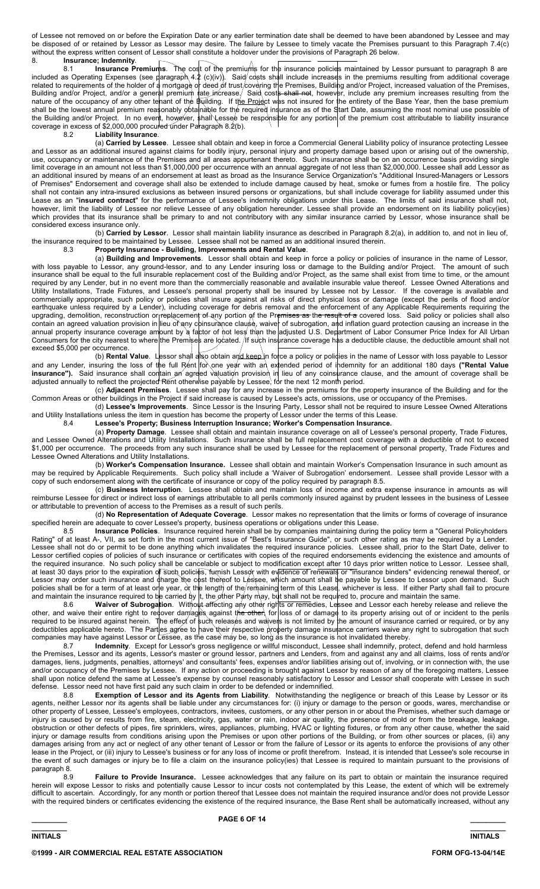of Lessee not removed on or before the Expiration Date or any earlier termination date shall be deemed to have been abandoned by Lessee and may be disposed of or retained by Lessor as Lessor may desire. The failure by Lessee to timely vacate the Premises pursuant to this Paragraph 7.4(c) without the express written consent of Lessor shall constitute a holdover under the provisions of Paragraph 26 below.

8. **Insurance; Indemnity**.

8.1 **Insurance Premiums**. The cost of the premiums for the insurance policies maintained by Lessor pursuant to paragraph 8 are included as Operating Expenses (see paragraph 4.2 (c)(iv)). Said costs shall include increases in the premiums resulting from additional coverage related to requirements of the holder of a mortgage or deed of trust covering the Premises, Building and/or Project, increased valuation of the Premises, Building and/or Project, and/or a general premium rate increase. Said costs shall not, however, include any premium increases resulting from the nature of the occupancy of any other tenant of the Building. If the Project was not insured for the entirety of the Base Year, then the base premium shall be the lowest annual premium reasonably obtainable for the required insurance as of the Start Date, assuming the most nominal use possible of the Building and/or Project. In no event, however, shall Lessee be responsible for any portion of the premium cost attributable to liability insurance coverage in excess of $2,000,000 procured under Paragraph 8.2(b).

8.2 **Liability Insurance**.

(a) **Carried by Lessee**. Lessee shall obtain and keep in force a Commercial General Liability policy of insurance protecting Lessee and Lessor as an additional insured against claims for bodily injury, personal injury and property damage based upon or arising out of the ownership, use, occupancy or maintenance of the Premises and all areas appurtenant thereto. Such insurance shall be on an occurrence basis providing single limit coverage in an amount not less than $1,000,000 per occurrence with an annual aggregate of not less than $2,000,000. Lessee shall add Lessor as an additional insured by means of an endorsement at least as broad as the Insurance Service Organization's "Additional Insured-Managers or Lessors of Premises" Endorsement and coverage shall also be extended to include damage caused by heat, smoke or fumes from a hostile fire. The policy shall not contain any intra-insured exclusions as between insured persons or organizations, but shall include coverage for liability assumed under this Lease as an "**insured contract**" for the performance of Lessee's indemnity obligations under this Lease. The limits of said insurance shall not, however, limit the liability of Lessee nor relieve Lessee of any obligation hereunder. Lessee shall provide an endorsement on its liability policy(ies) which provides that its insurance shall be primary to and not contributory with any similar insurance carried by Lessor, whose insurance shall be considered excess insurance only.

(b) **Carried by Lessor**. Lessor shall maintain liability insurance as described in Paragraph 8.2(a), in addition to, and not in lieu of, the insurance required to be maintained by Lessee. Lessee shall not be named as an additional insured therein.

8.3 **Property Insurance - Building, Improvements and Rental Value**.

(a) **Building and Improvements**. Lessor shall obtain and keep in force a policy or policies of insurance in the name of Lessor, with loss payable to Lessor, any ground-lessor, and to any Lender insuring loss or damage to the Building and/or Project. The amount of such insurance shall be equal to the full insurable replacement cost of the Building and/or Project, as the same shall exist from time to time, or the amount required by any Lender, but in no event more than the commercially reasonable and available insurable value thereof. Lessee Owned Alterations and Utility Installations, Trade Fixtures, and Lessee's personal property shall be insured by Lessee not by Lessor. If the coverage is available and commercially appropriate, such policy or policies shall insure against all risks of direct physical loss or damage (except the perils of flood and/or earthquake unless required by a Lender), including coverage for debris removal and the enforcement of any Applicable Requirements requiring the upgrading, demolition, reconstruction or replacement of any portion of the Premises as the result of a covered loss. Said policy or policies shall also contain an agreed valuation provision in lieu of any coinsurance clause, waiver of subrogation, and inflation guard protection causing an increase in the annual property insurance coverage amount by a factor of not less than the adjusted U.S. Department of Labor Consumer Price Index for All Urban Consumers for the city nearest to where the Premises are located. If such insurance coverage has a deductible clause, the deductible amount shall not exceed $5,000 per occurrence.

(b) **Rental Value**. Lessor shall also obtain and keep in force a policy or policies in the name of Lessor with loss payable to Lessor and any Lender, insuring the loss of the full Rent for one year with an extended period of indemnity for an additional 180 days **("Rental Value insurance")**. Said insurance shall contain an agreed valuation provision in lieu of any coinsurance clause, and the amount of coverage shall be adjusted annually to reflect the projected Rent otherwise payable by Lessee, for the next 12 month period.

(c) **Adjacent Premises**. Lessee shall pay for any increase in the premiums for the property insurance of the Building and for the Common Areas or other buildings in the Project if said increase is caused by Lessee's acts, omissions, use or occupancy of the Premises.

(d) **Lessee's Improvements**. Since Lessor is the Insuring Party, Lessor shall not be required to insure Lessee Owned Alterations and Utility Installations unless the item in question has become the property of Lessor under the terms of this Lease.

8.4 **Lessee's Property; Business Interruption Insurance; Worker's Compensation Insurance.**

(a) **Property Damage**. Lessee shall obtain and maintain insurance coverage on all of Lessee's personal property, Trade Fixtures, and Lessee Owned Alterations and Utility Installations. Such insurance shall be full replacement cost coverage with a deductible of not to exceed $1,000 per occurrence. The proceeds from any such insurance shall be used by Lessee for the replacement of personal property, Trade Fixtures and Lessee Owned Alterations and Utility Installations.

(b) **Worker's Compensation Insurance.** Lessee shall obtain and maintain Worker's Compensation Insurance in such amount as may be required by Applicable Requirements. Such policy shall include a 'Waiver of Subrogation' endorsement. Lessee shall provide Lessor with a copy of such endorsement along with the certificate of insurance or copy of the policy required by paragraph 8.5.

(c) **Business Interruption**. Lessee shall obtain and maintain loss of income and extra expense insurance in amounts as will reimburse Lessee for direct or indirect loss of earnings attributable to all perils commonly insured against by prudent lessees in the business of Lessee or attributable to prevention of access to the Premises as a result of such perils.

(d) **No Representation of Adequate Coverage**. Lessor makes no representation that the limits or forms of coverage of insurance specified herein are adequate to cover Lessee's property, business operations or obligations under this Lease.

8.5 **Insurance Policies**. Insurance required herein shall be by companies maintaining during the policy term a "General Policyholders Rating" of at least A-, VII, as set forth in the most current issue of "Best's Insurance Guide", or such other rating as may be required by a Lender. Lessee shall not do or permit to be done anything which invalidates the required insurance policies. Lessee shall, prior to the Start Date, deliver to Lessor certified copies of policies of such insurance or certificates with copies of the required endorsements evidencing the existence and amounts of the required insurance. No such policy shall be cancelable or subject to modification except after 10 days prior written notice to Lessor. Lessee shall, at least 30 days prior to the expiration of such policies, furnish Lessor with evidence of renewals or "insurance binders" evidencing renewal thereof, or Lessor may order such insurance and charge the cost thereof to Lessee, which amount shall be payable by Lessee to Lessor upon demand. Such policies shall be for a term of at least one year, or the length of the remaining term of this Lease, whichever is less. If either Party shall fail to procure and maintain the insurance required to be carried by it, the other Party may, but shall not be required to, procure and maintain the same.

8.6 **Waiver of Subrogation**. Without affecting any other rights or remedies, Lessee and Lessor each hereby release and relieve the other, and waive their entire right to recover damages against the other, for loss of or damage to its property arising out of or incident to the perils required to be insured against herein. The effect of such releases and waivers is not limited by the amount of insurance carried or required, or by any deductibles applicable hereto. The Parties agree to have their respective property damage insurance carriers waive any right to subrogation that such companies may have against Lessor or Lessee, as the case may be, so long as the insurance is not invalidated thereby.

8.7 **Indemnity**. Except for Lessor's gross negligence or willful misconduct, Lessee shall indemnify, protect, defend and hold harmless the Premises, Lessor and its agents, Lessor's master or ground lessor, partners and Lenders, from and against any and all claims, loss of rents and/or damages, liens, judgments, penalties, attorneys' and consultants' fees, expenses and/or liabilities arising out of, involving, or in connection with, the use and/or occupancy of the Premises by Lessee. If any action or proceeding is brought against Lessor by reason of any of the foregoing matters, Lessee shall upon notice defend the same at Lessee's expense by counsel reasonably satisfactory to Lessor and Lessor shall cooperate with Lessee in such defense. Lessor need not have first paid any such claim in order to be defended or indemnified.

8.8 **Exemption of Lessor and its Agents from Liability**. Notwithstanding the negligence or breach of this Lease by Lessor or its agents, neither Lessor nor its agents shall be liable under any circumstances for: (i) injury or damage to the person or goods, wares, merchandise or other property of Lessee, Lessee's employees, contractors, invitees, customers, or any other person in or about the Premises, whether such damage or injury is caused by or results from fire, steam, electricity, gas, water or rain, indoor air quality, the presence of mold or from the breakage, leakage, obstruction or other defects of pipes, fire sprinklers, wires, appliances, plumbing, HVAC or lighting fixtures, or from any other cause, whether the said injury or damage results from conditions arising upon the Premises or upon other portions of the Building, or from other sources or places, (ii) any damages arising from any act or neglect of any other tenant of Lessor or from the failure of Lessor or its agents to enforce the provisions of any other lease in the Project, or (iii) injury to Lessee's business or for any loss of income or profit therefrom. Instead, it is intended that Lessee's sole recourse in the event of such damages or injury be to file a claim on the insurance policy(ies) that Lessee is required to maintain pursuant to the provisions of paragraph 8.

8.9 **Failure to Provide Insurance.** Lessee acknowledges that any failure on its part to obtain or maintain the insurance required herein will expose Lessor to risks and potentially cause Lessor to incur costs not contemplated by this Lease, the extent of which will be extremely difficult to ascertain. Accordingly, for any month or portion thereof that Lessee does not maintain the required insurance and/or does not provide Lessor with the required binders or certificates evidencing the existence of the required insurance, the Base Rent shall be automatically increased, without any

INITIALS INITIALS

©1999 - AIR COMMERCIAL REAL ESTATE ASSOCIATION FORM OFG-13-04/14E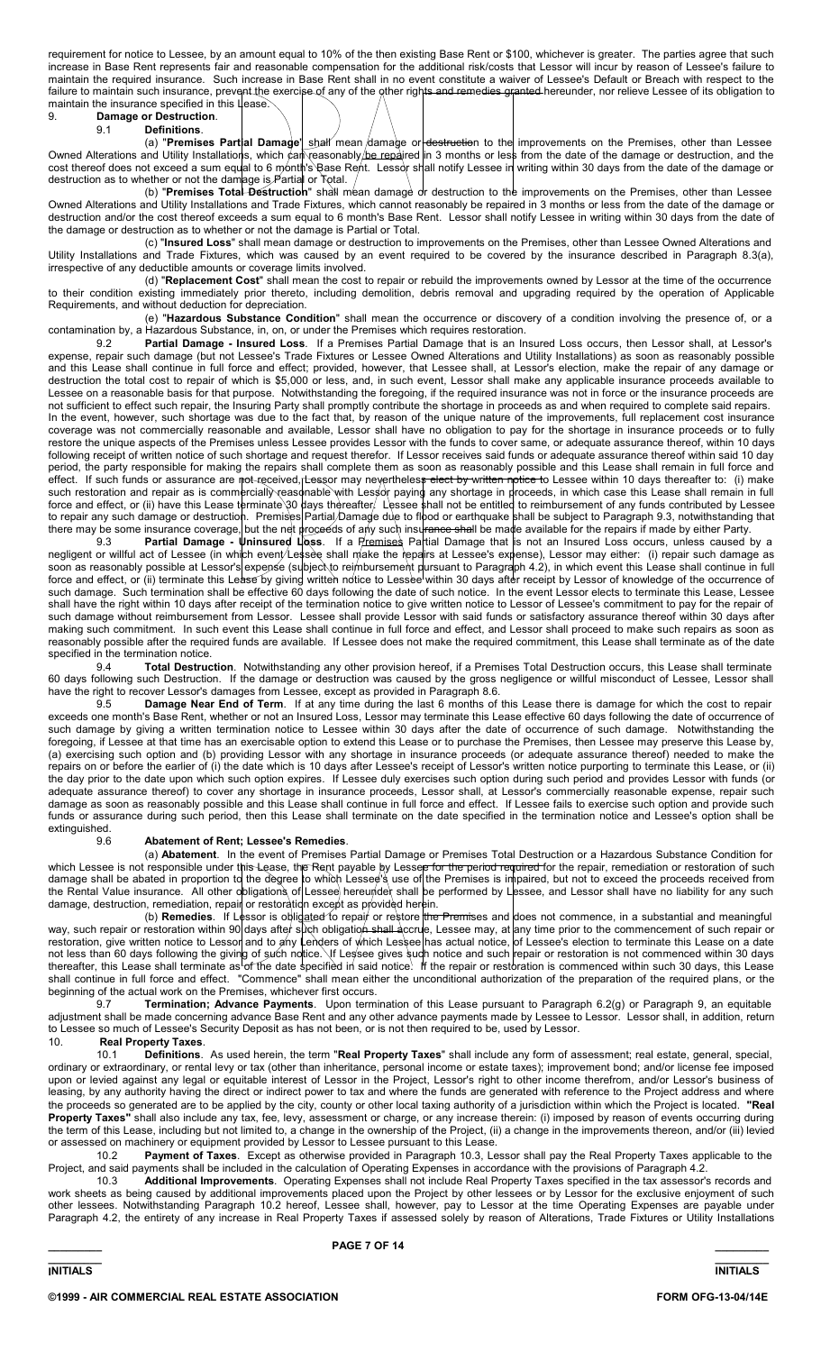requirement for notice to Lessee, by an amount equal to 10% of the then existing Base Rent or $100, whichever is greater. The parties agree that such increase in Base Rent represents fair and reasonable compensation for the additional risk/costs that Lessor will incur by reason of Lessee's failure to maintain the required insurance. Such increase in Base Rent shall in no event constitute a waiver of Lessee's Default or Breach with respect to the failure to maintain such insurance, prevent the exercise of any of the other rights and remedies granted hereunder, nor relieve Lessee of its obligation to maintain the insurance specified in this Lease.

9. **Damage or Destruction**.

9.1 **Definitions**.

(a) "**Premises Partial Damage**" shall mean damage or destruction to the improvements on the Premises, other than Lessee Owned Alterations and Utility Installations, which can reasonably be repaired in 3 months or less from the date of the damage or destruction, and the cost thereof does not exceed a sum equal to 6 month's Base Rent. Lessor shall notify Lessee in writing within 30 days from the date of the damage or destruction as to whether or not the damage is Partial or Total.

(b) "**Premises Total Destruction**" shall mean damage or destruction to the improvements on the Premises, other than Lessee Owned Alterations and Utility Installations and Trade Fixtures, which cannot reasonably be repaired in 3 months or less from the date of the damage or destruction and/or the cost thereof exceeds a sum equal to 6 month's Base Rent. Lessor shall notify Lessee in writing within 30 days from the date of the damage or destruction as to whether or not the damage is Partial or Total.

(c) "**Insured Loss**" shall mean damage or destruction to improvements on the Premises, other than Lessee Owned Alterations and Utility Installations and Trade Fixtures, which was caused by an event required to be covered by the insurance described in Paragraph 8.3(a), irrespective of any deductible amounts or coverage limits involved.

(d) "**Replacement Cost**" shall mean the cost to repair or rebuild the improvements owned by Lessor at the time of the occurrence to their condition existing immediately prior thereto, including demolition, debris removal and upgrading required by the operation of Applicable Requirements, and without deduction for depreciation.

(e) "**Hazardous Substance Condition**" shall mean the occurrence or discovery of a condition involving the presence of, or a contamination by, a Hazardous Substance, in, on, or under the Premises which requires restoration.

9.2 **Partial Damage - Insured Loss**. If a Premises Partial Damage that is an Insured Loss occurs, then Lessor shall, at Lessor's expense, repair such damage (but not Lessee's Trade Fixtures or Lessee Owned Alterations and Utility Installations) as soon as reasonably possible and this Lease shall continue in full force and effect; provided, however, that Lessee shall, at Lessor's election, make the repair of any damage or destruction the total cost to repair of which is $5,000 or less, and, in such event, Lessor shall make any applicable insurance proceeds available to Lessee on a reasonable basis for that purpose. Notwithstanding the foregoing, if the required insurance was not in force or the insurance proceeds are not sufficient to effect such repair, the Insuring Party shall promptly contribute the shortage in proceeds as and when required to complete said repairs. In the event, however, such shortage was due to the fact that, by reason of the unique nature of the improvements, full replacement cost insurance coverage was not commercially reasonable and available, Lessor shall have no obligation to pay for the shortage in insurance proceeds or to fully restore the unique aspects of the Premises unless Lessee provides Lessor with the funds to cover same, or adequate assurance thereof, within 10 days following receipt of written notice of such shortage and request therefor. If Lessor receives said funds or adequate assurance thereof within said 10 day period, the party responsible for making the repairs shall complete them as soon as reasonably possible and this Lease shall remain in full force and effect. If such funds or assurance are not received, Lessor may nevertheless elect by written notice to Lessee within 10 days thereafter to: (i) make such restoration and repair as is commercially reasonable with Lessor paying any shortage in proceeds, in which case this Lease shall remain in full force and effect, or (ii) have this Lease terminate 30 days thereafter. Lessee shall not be entitled to reimbursement of any funds contributed by Lessee to repair any such damage or destruction. Premises Partial Damage due to flood or earthquake shall be subject to Paragraph 9.3, notwithstanding that there may be some insurance coverage, but the net proceeds of any such insurance shall be made available for the repairs if made by either Party.

9.3 **Partial Damage - Uninsured Loss**. If a Premises Partial Damage that is not an Insured Loss occurs, unless caused by a negligent or willful act of Lessee (in which event Lessee shall make the repairs at Lessee's expense), Lessor may either: (i) repair such damage as soon as reasonably possible at Lessor's expense (subject to reimbursement pursuant to Paragraph 4.2), in which event this Lease shall continue in full force and effect, or (ii) terminate this Lease by giving written notice to Lessee within 30 days after receipt by Lessor of knowledge of the occurrence of such damage. Such termination shall be effective 60 days following the date of such notice. In the event Lessor elects to terminate this Lease, Lessee shall have the right within 10 days after receipt of the termination notice to give written notice to Lessor of Lessee's commitment to pay for the repair of such damage without reimbursement from Lessor. Lessee shall provide Lessor with said funds or satisfactory assurance thereof within 30 days after making such commitment. In such event this Lease shall continue in full force and effect, and Lessor shall proceed to make such repairs as soon as reasonably possible after the required funds are available. If Lessee does not make the required commitment, this Lease shall terminate as of the date specified in the termination notice.

9.4 **Total Destruction**. Notwithstanding any other provision hereof, if a Premises Total Destruction occurs, this Lease shall terminate 60 days following such Destruction. If the damage or destruction was caused by the gross negligence or willful misconduct of Lessee, Lessor shall have the right to recover Lessor's damages from Lessee, except as provided in Paragraph 8.6.

9.5 **Damage Near End of Term**. If at any time during the last 6 months of this Lease there is damage for which the cost to repair exceeds one month's Base Rent, whether or not an Insured Loss, Lessor may terminate this Lease effective 60 days following the date of occurrence of such damage by giving a written termination notice to Lessee within 30 days after the date of occurrence of such damage. Notwithstanding the foregoing, if Lessee at that time has an exercisable option to extend this Lease or to purchase the Premises, then Lessee may preserve this Lease by, (a) exercising such option and (b) providing Lessor with any shortage in insurance proceeds (or adequate assurance thereof) needed to make the repairs on or before the earlier of (i) the date which is 10 days after Lessee's receipt of Lessor's written notice purporting to terminate this Lease, or (ii) the day prior to the date upon which such option expires. If Lessee duly exercises such option during such period and provides Lessor with funds (or adequate assurance thereof) to cover any shortage in insurance proceeds, Lessor shall, at Lessor's commercially reasonable expense, repair such damage as soon as reasonably possible and this Lease shall continue in full force and effect. If Lessee fails to exercise such option and provide such funds or assurance during such period, then this Lease shall terminate on the date specified in the termination notice and Lessee's option shall be extinguished.

9.6 **Abatement of Rent; Lessee's Remedies**.

(a) **Abatement**. In the event of Premises Partial Damage or Premises Total Destruction or a Hazardous Substance Condition for which Lessee is not responsible under this Lease, the Rent payable by Lessee for the period required for the repair, remediation or restoration of such damage shall be abated in proportion to the degree to which Lessee's use of the Premises is impaired, but not to exceed the proceeds received from the Rental Value insurance. All other obligations of Lessee hereunder shall be performed by Lessee, and Lessor shall have no liability for any such damage, destruction, remediation, repair or restoration except as provided herein.

(b) **Remedies**. If Lessor is obligated to repair or restore the Premises and does not commence, in a substantial and meaningful way, such repair or restoration within 90 days after such obligation shall accrue, Lessee may, at any time prior to the commencement of such repair or restoration, give written notice to Lessor and to any Lenders of which Lessee has actual notice, of Lessee's election to terminate this Lease on a date not less than 60 days following the giving of such notice. If Lessee gives such notice and such repair or restoration is not commenced within 30 days thereafter, this Lease shall terminate as of the date specified in said notice. If the repair or restoration is commenced within such 30 days, this Lease shall continue in full force and effect. "Commence" shall mean either the unconditional authorization of the preparation of the required plans, or the beginning of the actual work on the Premises, whichever first occurs.

9.7 **Termination; Advance Payments**. Upon termination of this Lease pursuant to Paragraph 6.2(g) or Paragraph 9, an equitable adjustment shall be made concerning advance Base Rent and any other advance payments made by Lessee to Lessor. Lessor shall, in addition, return to Lessee so much of Lessee's Security Deposit as has not been, or is not then required to be, used by Lessor.

10. **Real Property Taxes**.

10.1 **Definitions**. As used herein, the term "**Real Property Taxes**" shall include any form of assessment; real estate, general, special, ordinary or extraordinary, or rental levy or tax (other than inheritance, personal income or estate taxes); improvement bond; and/or license fee imposed upon or levied against any legal or equitable interest of Lessor in the Project, Lessor's right to other income therefrom, and/or Lessor's business of leasing, by any authority having the direct or indirect power to tax and where the funds are generated with reference to the Project address and where the proceeds so generated are to be applied by the city, county or other local taxing authority of a jurisdiction within which the Project is located. **"Real Property Taxes"** shall also include any tax, fee, levy, assessment or charge, or any increase therein: (i) imposed by reason of events occurring during the term of this Lease, including but not limited to, a change in the ownership of the Project, (ii) a change in the improvements thereon, and/or (iii) levied or assessed on machinery or equipment provided by Lessor to Lessee pursuant to this Lease.

10.2 **Payment of Taxes**. Except as otherwise provided in Paragraph 10.3, Lessor shall pay the Real Property Taxes applicable to the Project, and said payments shall be included in the calculation of Operating Expenses in accordance with the provisions of Paragraph 4.2.

10.3 **Additional Improvements**. Operating Expenses shall not include Real Property Taxes specified in the tax assessor's records and work sheets as being caused by additional improvements placed upon the Project by other lessees or by Lessor for the exclusive enjoyment of such other lessees. Notwithstanding Paragraph 10.2 hereof, Lessee shall, however, pay to Lessor at the time Operating Expenses are payable under Paragraph 4.2, the entirety of any increase in Real Property Taxes if assessed solely by reason of Alterations, Trade Fixtures or Utility Installations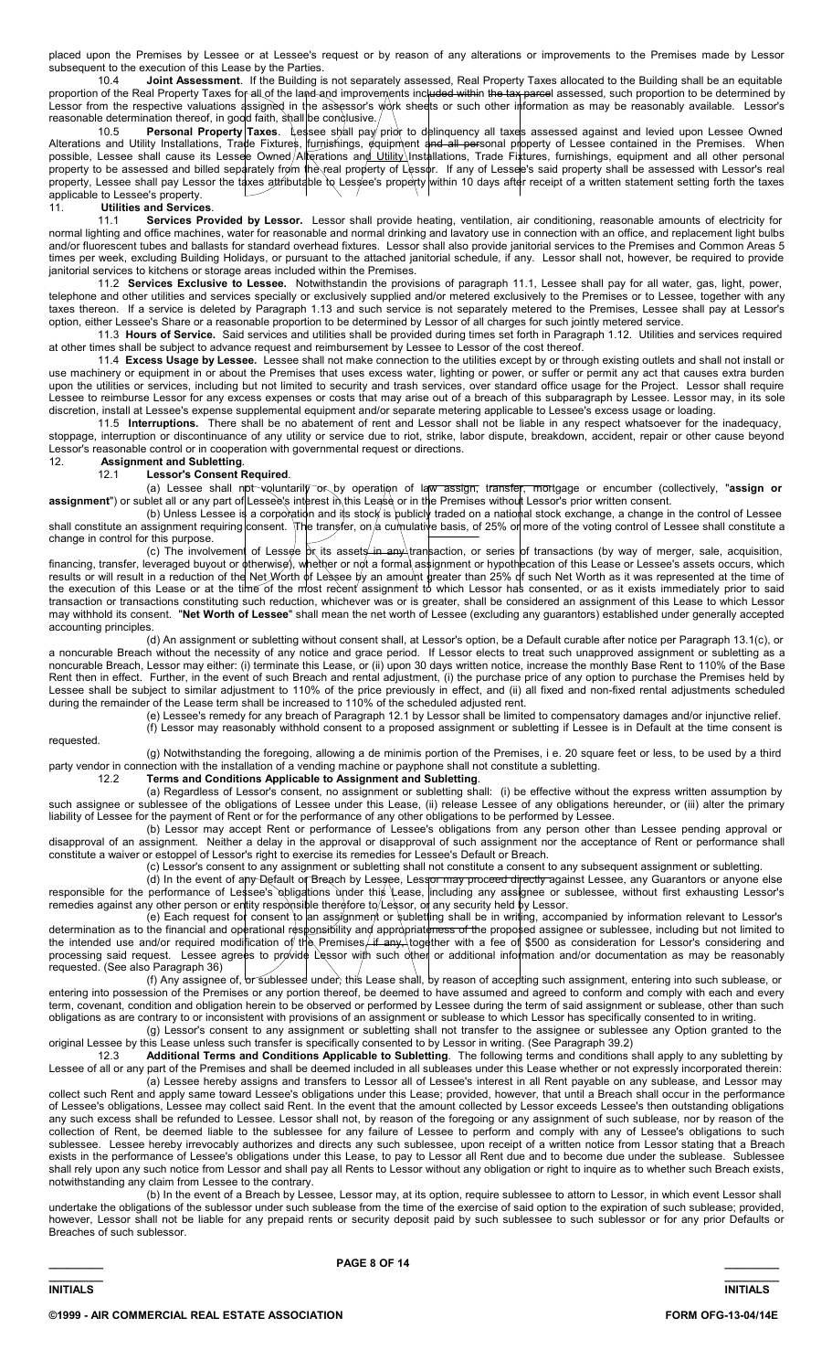placed upon the Premises by Lessee or at Lessee's request or by reason of any alterations or improvements to the Premises made by Lessor subsequent to the execution of this Lease by the Parties.

10.4 **Joint Assessment**. If the Building is not separately assessed, Real Property Taxes allocated to the Building shall be an equitable proportion of the Real Property Taxes for all of the land and improvements included within the tax parcel assessed, such proportion to be determined by Lessor from the respective valuations assigned in the assessor's work sheets or such other information as may be reasonably available. Lessor's reasonable determination thereof, in good faith, shall be conclusive.

10.5 **Personal Property Taxes**. Lessee shall pay prior to delinquency all taxes assessed against and levied upon Lessee Owned Alterations and Utility Installations, Trade Fixtures, furnishings, equipment and all personal property of Lessee contained in the Premises. When possible, Lessee shall cause its Lessee Owned Alterations and Utility Installations, Trade Fixtures, furnishings, equipment and all other personal property to be assessed and billed separately from the real property of Lessor. If any of Lessee's said property shall be assessed with Lessor's real property, Lessee shall pay Lessor the taxes attributable to Lessee's property within 10 days after receipt of a written statement setting forth the taxes applicable to Lessee's property.

11. **Utilities and Services**.

11.1 **Services Provided by Lessor.** Lessor shall provide heating, ventilation, air conditioning, reasonable amounts of electricity for normal lighting and office machines, water for reasonable and normal drinking and lavatory use in connection with an office, and replacement light bulbs and/or fluorescent tubes and ballasts for standard overhead fixtures. Lessor shall also provide janitorial services to the Premises and Common Areas 5 times per week, excluding Building Holidays, or pursuant to the attached janitorial schedule, if any. Lessor shall not, however, be required to provide janitorial services to kitchens or storage areas included within the Premises.

11.2 **Services Exclusive to Lessee.** Notwithstandin the provisions of paragraph 11.1, Lessee shall pay for all water, gas, light, power, telephone and other utilities and services specially or exclusively supplied and/or metered exclusively to the Premises or to Lessee, together with any taxes thereon. If a service is deleted by Paragraph 1.13 and such service is not separately metered to the Premises, Lessee shall pay at Lessor's option, either Lessee's Share or a reasonable proportion to be determined by Lessor of all charges for such jointly metered service.

11.3 **Hours of Service.** Said services and utilities shall be provided during times set forth in Paragraph 1.12. Utilities and services required at other times shall be subject to advance request and reimbursement by Lessee to Lessor of the cost thereof.

11.4 **Excess Usage by Lessee.** Lessee shall not make connection to the utilities except by or through existing outlets and shall not install or use machinery or equipment in or about the Premises that uses excess water, lighting or power, or suffer or permit any act that causes extra burden upon the utilities or services, including but not limited to security and trash services, over standard office usage for the Project. Lessor shall require Lessee to reimburse Lessor for any excess expenses or costs that may arise out of a breach of this subparagraph by Lessee. Lessor may, in its sole discretion, install at Lessee's expense supplemental equipment and/or separate metering applicable to Lessee's excess usage or loading.

11.5 **Interruptions.** There shall be no abatement of rent and Lessor shall not be liable in any respect whatsoever for the inadequacy, stoppage, interruption or discontinuance of any utility or service due to riot, strike, labor dispute, breakdown, accident, repair or other cause beyond Lessor's reasonable control or in cooperation with governmental request or directions.

12. **Assignment and Subletting**.

12.1 **Lessor's Consent Required**.

(a) Lessee shall not voluntarily or by operation of law assign, transfer, mortgage or encumber (collectively, "**assign or assignment**") or sublet all or any part of Lessee's interest in this Lease or in the Premises without Lessor's prior written consent.

(b) Unless Lessee is a corporation and its stock is publicly traded on a national stock exchange, a change in the control of Lessee shall constitute an assignment requiring consent. The transfer, on a cumulative basis, of 25% or more of the voting control of Lessee shall constitute a change in control for this purpose.

(c) The involvement of Lessee or its assets in any transaction, or series of transactions (by way of merger, sale, acquisition, financing, transfer, leveraged buyout or otherwise), whether or not a formal assignment or hypothecation of this Lease or Lessee's assets occurs, which results or will result in a reduction of the Net Worth of Lessee by an amount greater than 25% of such Net Worth as it was represented at the time of the execution of this Lease or at the time of the most recent assignment to which Lessor has consented, or as it exists immediately prior to said transaction or transactions constituting such reduction, whichever was or is greater, shall be considered an assignment of this Lease to which Lessor may withhold its consent. "**Net Worth of Lessee**" shall mean the net worth of Lessee (excluding any guarantors) established under generally accepted accounting principles.

(d) An assignment or subletting without consent shall, at Lessor's option, be a Default curable after notice per Paragraph 13.1(c), or a noncurable Breach without the necessity of any notice and grace period. If Lessor elects to treat such unapproved assignment or subletting as a noncurable Breach, Lessor may either: (i) terminate this Lease, or (ii) upon 30 days written notice, increase the monthly Base Rent to 110% of the Base Rent then in effect. Further, in the event of such Breach and rental adjustment, (i) the purchase price of any option to purchase the Premises held by Lessee shall be subject to similar adjustment to 110% of the price previously in effect, and (ii) all fixed and non-fixed rental adjustments scheduled during the remainder of the Lease term shall be increased to 110% of the scheduled adjusted rent.

(e) Lessee's remedy for any breach of Paragraph 12.1 by Lessor shall be limited to compensatory damages and/or injunctive relief.

(f) Lessor may reasonably withhold consent to a proposed assignment or subletting if Lessee is in Default at the time consent is requested.

(g) Notwithstanding the foregoing, allowing a de minimis portion of the Premises, i e. 20 square feet or less, to be used by a third party vendor in connection with the installation of a vending machine or payphone shall not constitute a subletting.

12.2 **Terms and Conditions Applicable to Assignment and Subletting**.

(a) Regardless of Lessor's consent, no assignment or subletting shall: (i) be effective without the express written assumption by such assignee or sublessee of the obligations of Lessee under this Lease, (ii) release Lessee of any obligations hereunder, or (iii) alter the primary liability of Lessee for the payment of Rent or for the performance of any other obligations to be performed by Lessee.

(b) Lessor may accept Rent or performance of Lessee's obligations from any person other than Lessee pending approval or disapproval of an assignment. Neither a delay in the approval or disapproval of such assignment nor the acceptance of Rent or performance shall constitute a waiver or estoppel of Lessor's right to exercise its remedies for Lessee's Default or Breach.

(c) Lessor's consent to any assignment or subletting shall not constitute a consent to any subsequent assignment or subletting.

(d) In the event of any Default or Breach by Lessee, Lessor may proceed directly against Lessee, any Guarantors or anyone else responsible for the performance of Lessee's obligations under this Lease, including any assignee or sublessee, without first exhausting Lessor's remedies against any other person or entity responsible therefore to Lessor, or any security held by Lessor.

(e) Each request for consent to an assignment or subletting shall be in writing, accompanied by information relevant to Lessor's determination as to the financial and operational responsibility and appropriateness of the proposed assignee or sublessee, including but not limited to the intended use and/or required modification of the Premises, if any, together with a fee of $500 as consideration for Lessor's considering and processing said request. Lessee agrees to provide Lessor with such other or additional information and/or documentation as may be reasonably requested. (See also Paragraph 36)

(f) Any assignee of, or sublessee under, this Lease shall, by reason of accepting such assignment, entering into such sublease, or entering into possession of the Premises or any portion thereof, be deemed to have assumed and agreed to conform and comply with each and every term, covenant, condition and obligation herein to be observed or performed by Lessee during the term of said assignment or sublease, other than such obligations as are contrary to or inconsistent with provisions of an assignment or sublease to which Lessor has specifically consented to in writing.

(g) Lessor's consent to any assignment or subletting shall not transfer to the assignee or sublessee any Option granted to the original Lessee by this Lease unless such transfer is specifically consented to by Lessor in writing. (See Paragraph 39.2)

12.3 **Additional Terms and Conditions Applicable to Subletting**. The following terms and conditions shall apply to any subletting by Lessee of all or any part of the Premises and shall be deemed included in all subleases under this Lease whether or not expressly incorporated therein:

(a) Lessee hereby assigns and transfers to Lessor all of Lessee's interest in all Rent payable on any sublease, and Lessor may collect such Rent and apply same toward Lessee's obligations under this Lease; provided, however, that until a Breach shall occur in the performance of Lessee's obligations, Lessee may collect said Rent. In the event that the amount collected by Lessor exceeds Lessee's then outstanding obligations any such excess shall be refunded to Lessee. Lessor shall not, by reason of the foregoing or any assignment of such sublease, nor by reason of the collection of Rent, be deemed liable to the sublessee for any failure of Lessee to perform and comply with any of Lessee's obligations to such sublessee. Lessee hereby irrevocably authorizes and directs any such sublessee, upon receipt of a written notice from Lessor stating that a Breach exists in the performance of Lessee's obligations under this Lease, to pay to Lessor all Rent due and to become due under the sublease. Sublessee shall rely upon any such notice from Lessor and shall pay all Rents to Lessor without any obligation or right to inquire as to whether such Breach exists, notwithstanding any claim from Lessee to the contrary.

(b) In the event of a Breach by Lessee, Lessor may, at its option, require sublessee to attorn to Lessor, in which event Lessor shall undertake the obligations of the sublessor under such sublease from the time of the exercise of said option to the expiration of such sublease; provided, however, Lessor shall not be liable for any prepaid rents or security deposit paid by such sublessee to such sublessor or for any prior Defaults or Breaches of such sublessor.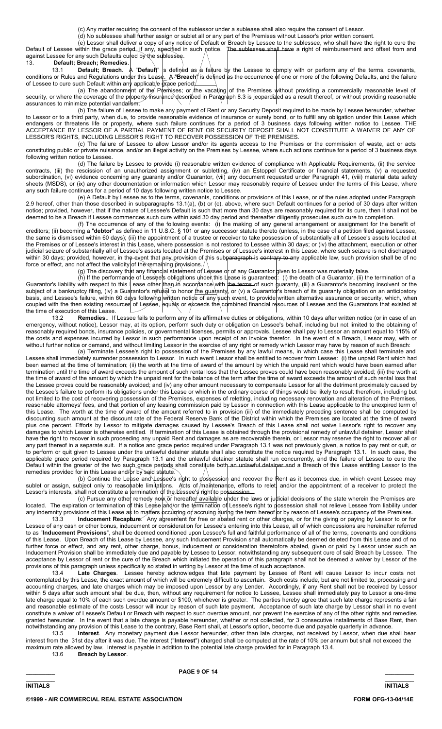(c) Any matter requiring the consent of the sublessor under a sublease shall also require the consent of Lessor.

(d) No sublessee shall further assign or sublet all or any part of the Premises without Lessor's prior written consent.

(e) Lessor shall deliver a copy of any notice of Default or Breach by Lessee to the sublessee, who shall have the right to cure the Default of Lessee within the grace period, if any, specified in such notice. The sublessee shall have a right of reimbursement and offset from and against Lessee for any such Defaults cured by the sublessee.

13. **Default; Breach; Remedies**.

13.1 **Default; Breach**. A "**Default**" is defined as a failure by the Lessee to comply with or perform any of the terms, covenants, conditions or Rules and Regulations under this Lease. A "**Breach**" is defined as the occurrence of one or more of the following Defaults, and the failure of Lessee to cure such Default within any applicable grace period:

(a) The abandonment of the Premises; or the vacating of the Premises without providing a commercially reasonable level of security, or where the coverage of the property insurance described in Paragraph 8.3 is jeopardized as a result thereof, or without providing reasonable assurances to minimize potential vandalism.

(b) The failure of Lessee to make any payment of Rent or any Security Deposit required to be made by Lessee hereunder, whether to Lessor or to a third party, when due, to provide reasonable evidence of insurance or surety bond, or to fulfill any obligation under this Lease which endangers or threatens life or property, where such failure continues for a period of 3 business days following written notice to Lessee. THE ACCEPTANCE BY LESSOR OF A PARTIAL PAYMENT OF RENT OR SECURITY DEPOSIT SHALL NOT CONSTITUTE A WAIVER OF ANY OF LESSOR'S RIGHTS, INCLUDING LESSOR'S RIGHT TO RECOVER POSSESSION OF THE PREMISES.

(c) The failure of Lessee to allow Lessor and/or its agents access to the Premises or the commission of waste, act or acts constituting public or private nuisance, and/or an illegal activity on the Premises by Lessee, where such actions continue for a period of 3 business days following written notice to Lessee.

(d) The failure by Lessee to provide (i) reasonable written evidence of compliance with Applicable Requirements, (ii) the service contracts, (iii) the rescission of an unauthorized assignment or subletting, (iv) an Estoppel Certificate or financial statements, (v) a requested subordination, (vi) evidence concerning any guaranty and/or Guarantor, (vii) any document requested under Paragraph 41, (viii) material data safety sheets (MSDS), or (ix) any other documentation or information which Lessor may reasonably require of Lessee under the terms of this Lease, where any such failure continues for a period of 10 days following written notice to Lessee.

(e) A Default by Lessee as to the terms, covenants, conditions or provisions of this Lease, or of the rules adopted under Paragraph 2.9 hereof, other than those described in subparagraphs 13.1(a), (b) or (c), above, where such Default continues for a period of 30 days after written notice; provided, however, that if the nature of Lessee's Default is such that more than 30 days are reasonably required for its cure, then it shall not be deemed to be a Breach if Lessee commences such cure within said 30 day period and thereafter diligently prosecutes such cure to completion.

(f) The occurrence of any of the following events: (i) the making of any general arrangement or assignment for the benefit of creditors; (ii) becoming a "**debtor**" as defined in 11 U.S.C. § 101 or any successor statute thereto (unless, in the case of a petition filed against Lessee, the same is dismissed within 60 days); (iii) the appointment of a trustee or receiver to take possession of substantially all of Lessee's assets located at the Premises or of Lessee's interest in this Lease, where possession is not restored to Lessee within 30 days; or (iv) the attachment, execution or other judicial seizure of substantially all of Lessee's assets located at the Premises or of Lessee's interest in this Lease, where such seizure is not discharged within 30 days; provided, however, in the event that any provision of this subparagraph is contrary to any applicable law, such provision shall be of no force or effect, and not affect the validity of the remaining provisions.

(g) The discovery that any financial statement of Lessee or of any Guarantor given to Lessor was materially false.

(h) If the performance of Lessee's obligations under this Lease is guaranteed: (i) the death of a Guarantor, (ii) the termination of a Guarantor's liability with respect to this Lease other than in accordance with the terms of such guaranty, (iii) a Guarantor's becoming insolvent or the subject of a bankruptcy filing, (iv) a Guarantor's refusal to honor the guaranty, or (v) a Guarantor's breach of its guaranty obligation on an anticipatory basis, and Lessee's failure, within 60 days following written notice of any such event, to provide written alternative assurance or security, which, when coupled with the then existing resources of Lessee, equals or exceeds the combined financial resources of Lessee and the Guarantors that existed at the time of execution of this Lease.

13.2 **Remedies**. If Lessee fails to perform any of its affirmative duties or obligations, within 10 days after written notice (or in case of an emergency, without notice), Lessor may, at its option, perform such duty or obligation on Lessee's behalf, including but not limited to the obtaining of reasonably required bonds, insurance policies, or governmental licenses, permits or approvals. Lessee shall pay to Lessor an amount equal to 115% of the costs and expenses incurred by Lessor in such performance upon receipt of an invoice therefor. In the event of a Breach, Lessor may, with or without further notice or demand, and without limiting Lessor in the exercise of any right or remedy which Lessor may have by reason of such Breach:

(a) Terminate Lessee's right to possession of the Premises by any lawful means, in which case this Lease shall terminate and Lessee shall immediately surrender possession to Lessor. In such event Lessor shall be entitled to recover from Lessee: (i) the unpaid Rent which had been earned at the time of termination; (ii) the worth at the time of award of the amount by which the unpaid rent which would have been earned after termination until the time of award exceeds the amount of such rental loss that the Lessee proves could have been reasonably avoided; (iii) the worth at the time of award of the amount by which the unpaid rent for the balance of the term after the time of award exceeds the amount of such rental loss that the Lessee proves could be reasonably avoided; and (iv) any other amount necessary to compensate Lessor for all the detriment proximately caused by the Lessee's failure to perform its obligations under this Lease or which in the ordinary course of things would be likely to result therefrom, including but not limited to the cost of recovering possession of the Premises, expenses of reletting, including necessary renovation and alteration of the Premises, reasonable attorneys' fees, and that portion of any leasing commission paid by Lessor in connection with this Lease applicable to the unexpired term of this Lease. The worth at the time of award of the amount referred to in provision (iii) of the immediately preceding sentence shall be computed by discounting such amount at the discount rate of the Federal Reserve Bank of the District within which the Premises are located at the time of award plus one percent. Efforts by Lessor to mitigate damages caused by Lessee's Breach of this Lease shall not waive Lessor's right to recover any damages to which Lessor is otherwise entitled. If termination of this Lease is obtained through the provisional remedy of unlawful detainer, Lessor shall have the right to recover in such proceeding any unpaid Rent and damages as are recoverable therein, or Lessor may reserve the right to recover all or any part thereof in a separate suit. If a notice and grace period required under Paragraph 13.1 was not previously given, a notice to pay rent or quit, or to perform or quit given to Lessee under the unlawful detainer statute shall also constitute the notice required by Paragraph 13.1. In such case, the applicable grace period required by Paragraph 13.1 and the unlawful detainer statute shall run concurrently, and the failure of Lessee to cure the Default within the greater of the two such grace periods shall constitute both an unlawful detainer and a Breach of this Lease entitling Lessor to the remedies provided for in this Lease and/or by said statute.

(b) Continue the Lease and Lessee's right to possession and recover the Rent as it becomes due, in which event Lessee may sublet or assign, subject only to reasonable limitations. Acts of maintenance, efforts to relet, and/or the appointment of a receiver to protect the Lessor's interests, shall not constitute a termination of the Lessee's right to possession.

(c) Pursue any other remedy now or hereafter available under the laws or judicial decisions of the state wherein the Premises are located. The expiration or termination of this Lease and/or the termination of Lessee's right to possession shall not relieve Lessee from liability under any indemnity provisions of this Lease as to matters occurring or accruing during the term hereof or by reason of Lessee's occupancy of the Premises.

13.3 **Inducement Recapture**. Any agreement for free or abated rent or other charges, or for the giving or paying by Lessor to or for Lessee of any cash or other bonus, inducement or consideration for Lessee's entering into this Lease, all of which concessions are hereinafter referred to as "**Inducement Provisions**", shall be deemed conditioned upon Lessee's full and faithful performance of all of the terms, covenants and conditions of this Lease. Upon Breach of this Lease by Lessee, any such Inducement Provision shall automatically be deemed deleted from this Lease and of no further force or effect, and any rent, other charge, bonus, inducement or consideration theretofore abated, given or paid by Lessor under such an Inducement Provision shall be immediately due and payable by Lessee to Lessor, notwithstanding any subsequent cure of said Breach by Lessee. The acceptance by Lessor of rent or the cure of the Breach which initiated the operation of this paragraph shall not be deemed a waiver by Lessor of the provisions of this paragraph unless specifically so stated in writing by Lessor at the time of such acceptance.

13.4 **Late Charges**. Lessee hereby acknowledges that late payment by Lessee of Rent will cause Lessor to incur costs not contemplated by this Lease, the exact amount of which will be extremely difficult to ascertain. Such costs include, but are not limited to, processing and accounting charges, and late charges which may be imposed upon Lessor by any Lender. Accordingly, if any Rent shall not be received by Lessor within 5 days after such amount shall be due, then, without any requirement for notice to Lessee, Lessee shall immediately pay to Lessor a one-time late charge equal to 10% of each such overdue amount or $100, whichever is greater. The parties hereby agree that such late charge represents a fair and reasonable estimate of the costs Lessor will incur by reason of such late payment. Acceptance of such late charge by Lessor shall in no event constitute a waiver of Lessee's Default or Breach with respect to such overdue amount, nor prevent the exercise of any of the other rights and remedies granted hereunder. In the event that a late charge is payable hereunder, whether or not collected, for 3 consecutive installments of Base Rent, then notwithstanding any provision of this Lease to the contrary, Base Rent shall, at Lessor's option, become due and payable quarterly in advance.

13.5 **Interest**. Any monetary payment due Lessor hereunder, other than late charges, not received by Lessor, when due shall bear interest from the 31st day after it was due. The interest ("**Interest**") charged shall be computed at the rate of 10% per annum but shall not exceed the maximum rate allowed by law. Interest is payable in addition to the potential late charge provided for in Paragraph 13.4.

13.6 **Breach by Lessor**.

\_\_\_\_\_\_\_\_\_ INITIALS &nbsp;&nbsp;&nbsp;&nbsp; \_\_\_\_\_\_\_\_\_ INITIALS

©1999 - AIR COMMERCIAL REAL ESTATE ASSOCIATION &nbsp;&nbsp;&nbsp;&nbsp; FORM OFG-13-04/14E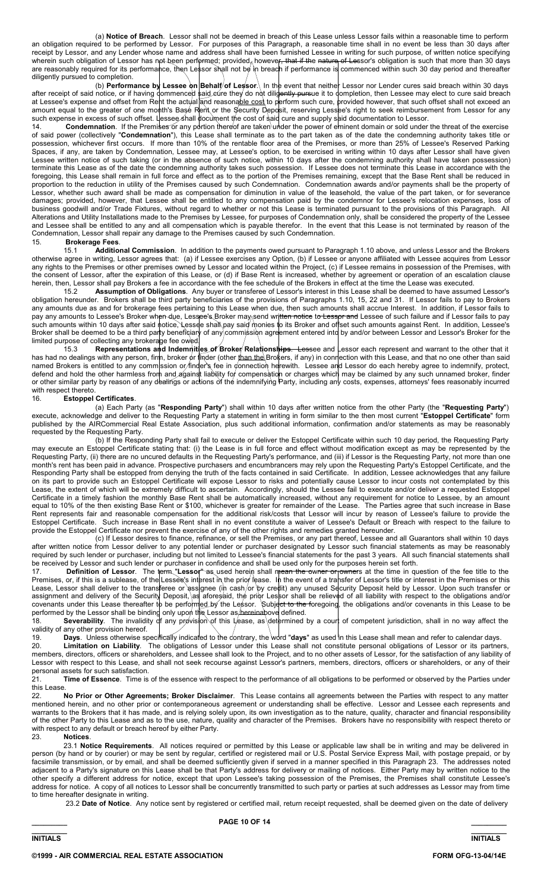(a) **Notice of Breach**. Lessor shall not be deemed in breach of this Lease unless Lessor fails within a reasonable time to perform an obligation required to be performed by Lessor. For purposes of this Paragraph, a reasonable time shall in no event be less than 30 days after receipt by Lessor, and any Lender whose name and address shall have been furnished Lessee in writing for such purpose, of written notice specifying wherein such obligation of Lessor has not been performed; provided, however, that if the nature of Lessor's obligation is such that more than 30 days are reasonably required for its performance, then Lessor shall not be in breach if performance is commenced within such 30 day period and thereafter diligently pursued to completion.

(b) **Performance by Lessee on Behalf of Lessor**. In the event that neither Lessor nor Lender cures said breach within 30 days after receipt of said notice, or if having commenced said cure they do not diligently pursue it to completion, then Lessee may elect to cure said breach at Lessee's expense and offset from Rent the actual and reasonable cost to perform such cure, provided however, that such offset shall not exceed an amount equal to the greater of one month's Base Rent or the Security Deposit, reserving Lessee's right to seek reimbursement from Lessor for any such expense in excess of such offset. Lessee shall document the cost of said cure and supply said documentation to Lessor.

14. **Condemnation**. If the Premises or any portion thereof are taken under the power of eminent domain or sold under the threat of the exercise of said power (collectively "**Condemnation**"), this Lease shall terminate as to the part taken as of the date the condemning authority takes title or possession, whichever first occurs. If more than 10% of the rentable floor area of the Premises, or more than 25% of Lessee's Reserved Parking Spaces, if any, are taken by Condemnation, Lessee may, at Lessee's option, to be exercised in writing within 10 days after Lessor shall have given Lessee written notice of such taking (or in the absence of such notice, within 10 days after the condemning authority shall have taken possession) terminate this Lease as of the date the condemning authority takes such possession. If Lessee does not terminate this Lease in accordance with the foregoing, this Lease shall remain in full force and effect as to the portion of the Premises remaining, except that the Base Rent shall be reduced in proportion to the reduction in utility of the Premises caused by such Condemnation. Condemnation awards and/or payments shall be the property of Lessor, whether such award shall be made as compensation for diminution in value of the leasehold, the value of the part taken, or for severance damages; provided, however, that Lessee shall be entitled to any compensation paid by the condemnor for Lessee's relocation expenses, loss of business goodwill and/or Trade Fixtures, without regard to whether or not this Lease is terminated pursuant to the provisions of this Paragraph. All Alterations and Utility Installations made to the Premises by Lessee, for purposes of Condemnation only, shall be considered the property of the Lessee and Lessee shall be entitled to any and all compensation which is payable therefor. In the event that this Lease is not terminated by reason of the Condemnation, Lessor shall repair any damage to the Premises caused by such Condemnation.

15. **Brokerage Fees**.

15.1 **Additional Commission**. In addition to the payments owed pursuant to Paragraph 1.10 above, and unless Lessor and the Brokers otherwise agree in writing, Lessor agrees that: (a) if Lessee exercises any Option, (b) if Lessee or anyone affiliated with Lessee acquires from Lessor any rights to the Premises or other premises owned by Lessor and located within the Project, (c) if Lessee remains in possession of the Premises, with the consent of Lessor, after the expiration of this Lease, or (d) if Base Rent is increased, whether by agreement or operation of an escalation clause herein, then, Lessor shall pay Brokers a fee in accordance with the fee schedule of the Brokers in effect at the time the Lease was executed.

15.2 **Assumption of Obligations**. Any buyer or transferee of Lessor's interest in this Lease shall be deemed to have assumed Lessor's obligation hereunder. Brokers shall be third party beneficiaries of the provisions of Paragraphs 1.10, 15, 22 and 31. If Lessor fails to pay to Brokers any amounts due as and for brokerage fees pertaining to this Lease when due, then such amounts shall accrue Interest. In addition, if Lessor fails to pay any amounts to Lessee's Broker when due, Lessee's Broker may send written notice to Lessor and Lessee of such failure and if Lessor fails to pay such amounts within 10 days after said notice, Lessee shall pay said monies to its Broker and offset such amounts against Rent. In addition, Lessee's Broker shall be deemed to be a third party beneficiary of any commission agreement entered into by and/or between Lessor and Lessor's Broker for the limited purpose of collecting any brokerage fee owed.

15.3 **Representations and Indemnities of Broker Relationships**. Lessee and Lessor each represent and warrant to the other that it has had no dealings with any person, firm, broker or finder (other than the Brokers, if any) in connection with this Lease, and that no one other than said named Brokers is entitled to any commission or finder's fee in connection herewith. Lessee and Lessor do each hereby agree to indemnify, protect, defend and hold the other harmless from and against liability for compensation or charges which may be claimed by any such unnamed broker, finder or other similar party by reason of any dealings or actions of the indemnifying Party, including any costs, expenses, attorneys' fees reasonably incurred with respect thereto.

16. **Estoppel Certificates**.

(a) Each Party (as "**Responding Party**") shall within 10 days after written notice from the other Party (the "**Requesting Party**") execute, acknowledge and deliver to the Requesting Party a statement in writing in form similar to the then most current "**Estoppel Certificate**" form published by the AIRCommercial Real Estate Association, plus such additional information, confirmation and/or statements as may be reasonably requested by the Requesting Party.

(b) If the Responding Party shall fail to execute or deliver the Estoppel Certificate within such 10 day period, the Requesting Party may execute an Estoppel Certificate stating that: (i) the Lease is in full force and effect without modification except as may be represented by the Requesting Party, (ii) there are no uncured defaults in the Requesting Party's performance, and (iii) if Lessor is the Requesting Party, not more than one month's rent has been paid in advance. Prospective purchasers and encumbrancers may rely upon the Requesting Party's Estoppel Certificate, and the Responding Party shall be estopped from denying the truth of the facts contained in said Certificate. In addition, Lessee acknowledges that any failure on its part to provide such an Estoppel Certificate will expose Lessor to risks and potentially cause Lessor to incur costs not contemplated by this Lease, the extent of which will be extremely difficult to ascertain. Accordingly, should the Lessee fail to execute and/or deliver a requested Estoppel Certificate in a timely fashion the monthly Base Rent shall be automatically increased, without any requirement for notice to Lessee, by an amount equal to 10% of the then existing Base Rent or $100, whichever is greater for remainder of the Lease. The Parties agree that such increase in Base Rent represents fair and reasonable compensation for the additional risk/costs that Lessor will incur by reason of Lessee's failure to provide the Estoppel Certificate. Such increase in Base Rent shall in no event constitute a waiver of Lessee's Default or Breach with respect to the failure to provide the Estoppel Certificate nor prevent the exercise of any of the other rights and remedies granted hereunder.

(c) If Lessor desires to finance, refinance, or sell the Premises, or any part thereof, Lessee and all Guarantors shall within 10 days after written notice from Lessor deliver to any potential lender or purchaser designated by Lessor such financial statements as may be reasonably required by such lender or purchaser, including but not limited to Lessee's financial statements for the past 3 years. All such financial statements shall be received by Lessor and such lender or purchaser in confidence and shall be used only for the purposes herein set forth.

17. **Definition of Lessor**. The term "**Lessor**" as used herein shall mean the owner or owners at the time in question of the fee title to the Premises, or, if this is a sublease, of the Lessee's interest in the prior lease. In the event of a transfer of Lessor's title or interest in the Premises or this Lease, Lessor shall deliver to the transferee or assignee (in cash or by credit) any unused Security Deposit held by Lessor. Upon such transfer or assignment and delivery of the Security Deposit, as aforesaid, the prior Lessor shall be relieved of all liability with respect to the obligations and/or covenants under this Lease thereafter to be performed by the Lessor. Subject to the foregoing, the obligations and/or covenants in this Lease to be performed by the Lessor shall be binding only upon the Lessor as hereinabove defined.

18. **Severability**. The invalidity of any provision of this Lease, as determined by a court of competent jurisdiction, shall in no way affect the validity of any other provision hereof.

19. **Days**. Unless otherwise specifically indicated to the contrary, the word "**days**" as used in this Lease shall mean and refer to calendar days.

20. **Limitation on Liability**. The obligations of Lessor under this Lease shall not constitute personal obligations of Lessor or its partners, members, directors, officers or shareholders, and Lessee shall look to the Project, and to no other assets of Lessor, for the satisfaction of any liability of Lessor with respect to this Lease, and shall not seek recourse against Lessor's partners, members, directors, officers or shareholders, or any of their personal assets for such satisfaction.

21. **Time of Essence**. Time is of the essence with respect to the performance of all obligations to be performed or observed by the Parties under this Lease.

22. **No Prior or Other Agreements; Broker Disclaimer**. This Lease contains all agreements between the Parties with respect to any matter mentioned herein, and no other prior or contemporaneous agreement or understanding shall be effective. Lessor and Lessee each represents and warrants to the Brokers that it has made, and is relying solely upon, its own investigation as to the nature, quality, character and financial responsibility of the other Party to this Lease and as to the use, nature, quality and character of the Premises. Brokers have no responsibility with respect thereto or with respect to any default or breach hereof by either Party.

23. **Notices**.

23.1 **Notice Requirements**. All notices required or permitted by this Lease or applicable law shall be in writing and may be delivered in person (by hand or by courier) or may be sent by regular, certified or registered mail or U.S. Postal Service Express Mail, with postage prepaid, or by facsimile transmission, or by email, and shall be deemed sufficiently given if served in a manner specified in this Paragraph 23. The addresses noted adjacent to a Party's signature on this Lease shall be that Party's address for delivery or mailing of notices. Either Party may by written notice to the other specify a different address for notice, except that upon Lessee's taking possession of the Premises, the Premises shall constitute Lessee's address for notice. A copy of all notices to Lessor shall be concurrently transmitted to such party or parties at such addresses as Lessor may from time to time hereafter designate in writing.

23.2 **Date of Notice**. Any notice sent by registered or certified mail, return receipt requested, shall be deemed given on the date of delivery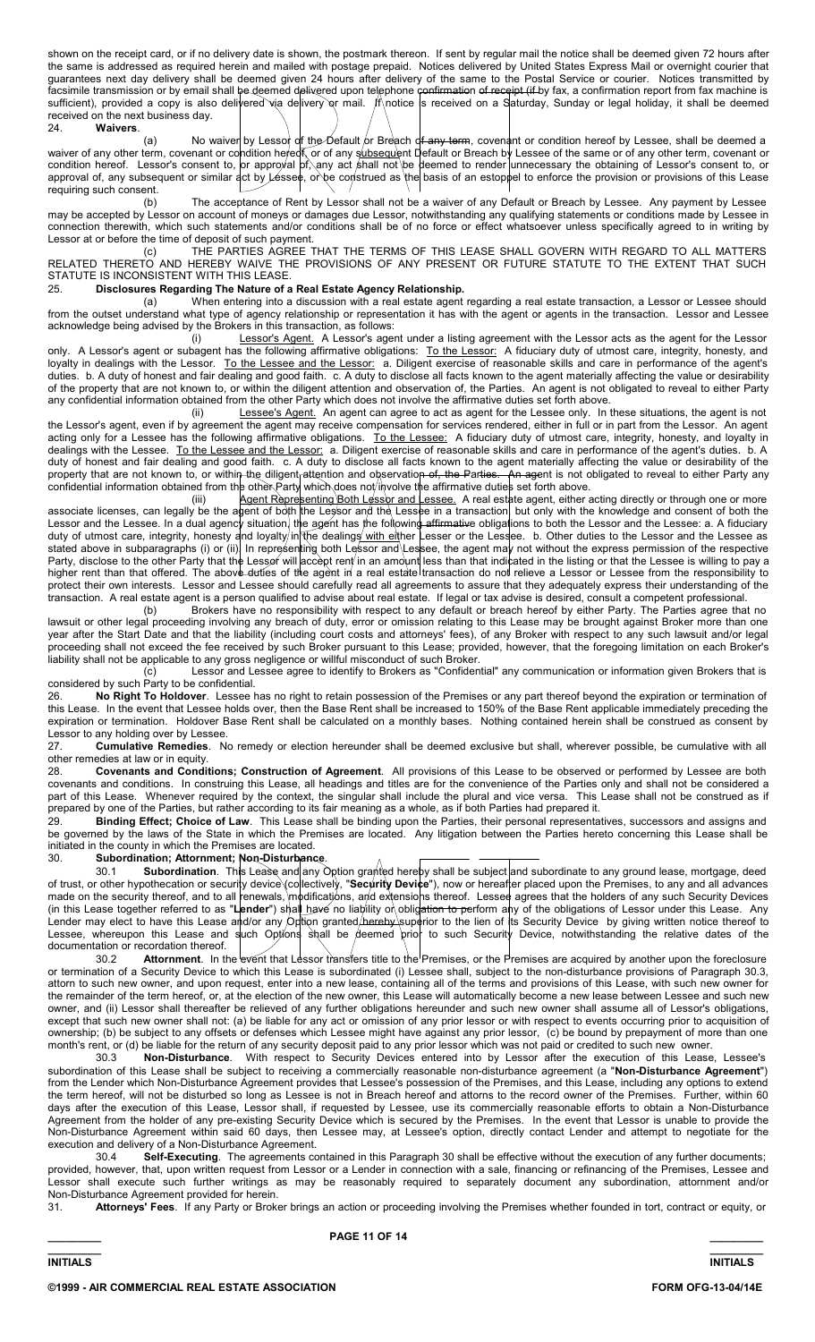shown on the receipt card, or if no delivery date is shown, the postmark thereon. If sent by regular mail the notice shall be deemed given 72 hours after the same is addressed as required herein and mailed with postage prepaid. Notices delivered by United States Express Mail or overnight courier that guarantees next day delivery shall be deemed given 24 hours after delivery of the same to the Postal Service or courier. Notices transmitted by facsimile transmission or by email shall be deemed delivered upon telephone confirmation of receipt (if by fax, a confirmation report from fax machine is sufficient), provided a copy is also delivered via delivery or mail. If notice is received on a Saturday, Sunday or legal holiday, it shall be deemed received on the next business day.

24. **Waivers**.

(a) No waiver by Lessor of the Default or Breach of any term, covenant or condition hereof by Lessee, shall be deemed a waiver of any other term, covenant or condition hereof, or of any subsequent Default or Breach by Lessee of the same or of any other term, covenant or condition hereof. Lessor's consent to, or approval of, any act shall not be deemed to render unnecessary the obtaining of Lessor's consent to, or approval of, any subsequent or similar act by Lessee, or be construed as the basis of an estoppel to enforce the provision or provisions of this Lease requiring such consent.

(b) The acceptance of Rent by Lessor shall not be a waiver of any Default or Breach by Lessee. Any payment by Lessee may be accepted by Lessor on account of moneys or damages due Lessor, notwithstanding any qualifying statements or conditions made by Lessee in connection therewith, which such statements and/or conditions shall be of no force or effect whatsoever unless specifically agreed to in writing by Lessor at or before the time of deposit of such payment.

(c) THE PARTIES AGREE THAT THE TERMS OF THIS LEASE SHALL GOVERN WITH REGARD TO ALL MATTERS RELATED THERETO AND HEREBY WAIVE THE PROVISIONS OF ANY PRESENT OR FUTURE STATUTE TO THE EXTENT THAT SUCH STATUTE IS INCONSISTENT WITH THIS LEASE.

25. **Disclosures Regarding The Nature of a Real Estate Agency Relationship.**

(a) When entering into a discussion with a real estate agent regarding a real estate transaction, a Lessor or Lessee should from the outset understand what type of agency relationship or representation it has with the agent or agents in the transaction. Lessor and Lessee acknowledge being advised by the Brokers in this transaction, as follows:

(i) Lessor's Agent. A Lessor's agent under a listing agreement with the Lessor acts as the agent for the Lessor only. A Lessor's agent or subagent has the following affirmative obligations: To the Lessor: A fiduciary duty of utmost care, integrity, honesty, and loyalty in dealings with the Lessor. To the Lessee and the Lessor: a. Diligent exercise of reasonable skills and care in performance of the agent's duties. b. A duty of honest and fair dealing and good faith. c. A duty to disclose all facts known to the agent materially affecting the value or desirability of the property that are not known to, or within the diligent attention and observation of, the Parties. An agent is not obligated to reveal to either Party any confidential information obtained from the other Party which does not involve the affirmative duties set forth above.

(ii) Lessee's Agent. An agent can agree to act as agent for the Lessee only. In these situations, the agent is not the Lessor's agent, even if by agreement the agent may receive compensation for services rendered, either in full or in part from the Lessor. An agent acting only for a Lessee has the following affirmative obligations. To the Lessee: A fiduciary duty of utmost care, integrity, honesty, and loyalty in dealings with the Lessee. To the Lessee and the Lessor: a. Diligent exercise of reasonable skills and care in performance of the agent's duties. b. A duty of honest and fair dealing and good faith. c. A duty to disclose all facts known to the agent materially affecting the value or desirability of the property that are not known to, or within the diligent attention and observation of, the Parties. An agent is not obligated to reveal to either Party any confidential information obtained from the other Party which does not involve the affirmative duties set forth above.

(iii) Agent Representing Both Lessor and Lessee. A real estate agent, either acting directly or through one or more associate licenses, can legally be the agent of both the Lessor and the Lessee in a transaction, but only with the knowledge and consent of both the Lessor and the Lessee. In a dual agency situation, the agent has the following affirmative obligations to both the Lessor and the Lessee: a. A fiduciary duty of utmost care, integrity, honesty and loyalty in the dealings with either Lessor or the Lessee. b. Other duties to the Lessor and the Lessee as stated above in subparagraphs (i) or (ii). In representing both Lessor and Lessee, the agent may not without the express permission of the respective Party, disclose to the other Party that the Lessor will accept rent in an amount less than that indicated in the listing or that the Lessee is willing to pay a higher rent than that offered. The above duties of the agent in a real estate transaction do not relieve a Lessor or Lessee from the responsibility to protect their own interests. Lessor and Lessee should carefully read all agreements to assure that they adequately express their understanding of the transaction. A real estate agent is a person qualified to advise about real estate. If legal or tax advise is desired, consult a competent professional.

(b) Brokers have no responsibility with respect to any default or breach hereof by either Party. The Parties agree that no lawsuit or other legal proceeding involving any breach of duty, error or omission relating to this Lease may be brought against Broker more than one year after the Start Date and that the liability (including court costs and attorneys' fees), of any Broker with respect to any such lawsuit and/or legal proceeding shall not exceed the fee received by such Broker pursuant to this Lease; provided, however, that the foregoing limitation on each Broker's liability shall not be applicable to any gross negligence or willful misconduct of such Broker.

(c) Lessor and Lessee agree to identify to Brokers as "Confidential" any communication or information given Brokers that is considered by such Party to be confidential.

26. **No Right To Holdover**. Lessee has no right to retain possession of the Premises or any part thereof beyond the expiration or termination of this Lease. In the event that Lessee holds over, then the Base Rent shall be increased to 150% of the Base Rent applicable immediately preceding the expiration or termination. Holdover Base Rent shall be calculated on a monthly bases. Nothing contained herein shall be construed as consent by Lessor to any holding over by Lessee.

27. **Cumulative Remedies**. No remedy or election hereunder shall be deemed exclusive but shall, wherever possible, be cumulative with all other remedies at law or in equity.

28. **Covenants and Conditions; Construction of Agreement**. All provisions of this Lease to be observed or performed by Lessee are both covenants and conditions. In construing this Lease, all headings and titles are for the convenience of the Parties only and shall not be considered a part of this Lease. Whenever required by the context, the singular shall include the plural and vice versa. This Lease shall not be construed as if prepared by one of the Parties, but rather according to its fair meaning as a whole, as if both Parties had prepared it.

29. **Binding Effect; Choice of Law**. This Lease shall be binding upon the Parties, their personal representatives, successors and assigns and be governed by the laws of the State in which the Premises are located. Any litigation between the Parties hereto concerning this Lease shall be initiated in the county in which the Premises are located.

30. **Subordination; Attornment; Non-Disturbance**.

30.1 **Subordination**. This Lease and any Option granted hereby shall be subject and subordinate to any ground lease, mortgage, deed of trust, or other hypothecation or security device (collectively, "**Security Device**"), now or hereafter placed upon the Premises, to any and all advances made on the security thereof, and to all renewals, modifications, and extensions thereof. Lessee agrees that the holders of any such Security Devices (in this Lease together referred to as "**Lender**") shall have no liability or obligation to perform any of the obligations of Lessor under this Lease. Any Lender may elect to have this Lease and/or any Option granted hereby superior to the lien of its Security Device by giving written notice thereof to Lessee, whereupon this Lease and such Options shall be deemed prior to such Security Device, notwithstanding the relative dates of the documentation or recordation thereof.

30.2 **Attornment**. In the event that Lessor transfers title to the Premises, or the Premises are acquired by another upon the foreclosure or termination of a Security Device to which this Lease is subordinated (i) Lessee shall, subject to the non-disturbance provisions of Paragraph 30.3, attorn to such new owner, and upon request, enter into a new lease, containing all of the terms and provisions of this Lease, with such new owner for the remainder of the term hereof, or, at the election of the new owner, this Lease will automatically become a new lease between Lessee and such new owner, and (ii) Lessor shall thereafter be relieved of any further obligations hereunder and such new owner shall assume all of Lessor's obligations, except that such new owner shall not: (a) be liable for any act or omission of any prior lessor or with respect to events occurring prior to acquisition of ownership; (b) be subject to any offsets or defenses which Lessee might have against any prior lessor, (c) be bound by prepayment of more than one month's rent, or (d) be liable for the return of any security deposit paid to any prior lessor which was not paid or credited to such new owner.

30.3 **Non-Disturbance**. With respect to Security Devices entered into by Lessor after the execution of this Lease, Lessee's subordination of this Lease shall be subject to receiving a commercially reasonable non-disturbance agreement (a "**Non-Disturbance Agreement**") from the Lender which Non-Disturbance Agreement provides that Lessee's possession of the Premises, and this Lease, including any options to extend the term hereof, will not be disturbed so long as Lessee is not in Breach hereof and attorns to the record owner of the Premises. Further, within 60 days after the execution of this Lease, Lessor shall, if requested by Lessee, use its commercially reasonable efforts to obtain a Non-Disturbance Agreement from the holder of any pre-existing Security Device which is secured by the Premises. In the event that Lessor is unable to provide the Non-Disturbance Agreement within said 60 days, then Lessee may, at Lessee's option, directly contact Lender and attempt to negotiate for the execution and delivery of a Non-Disturbance Agreement.

30.4 **Self-Executing**. The agreements contained in this Paragraph 30 shall be effective without the execution of any further documents; provided, however, that, upon written request from Lessor or a Lender in connection with a sale, financing or refinancing of the Premises, Lessee and Lessor shall execute such further writings as may be reasonably required to separately document any subordination, attornment and/or Non-Disturbance Agreement provided for herein.

31. **Attorneys' Fees**. If any Party or Broker brings an action or proceeding involving the Premises whether founded in tort, contract or equity, or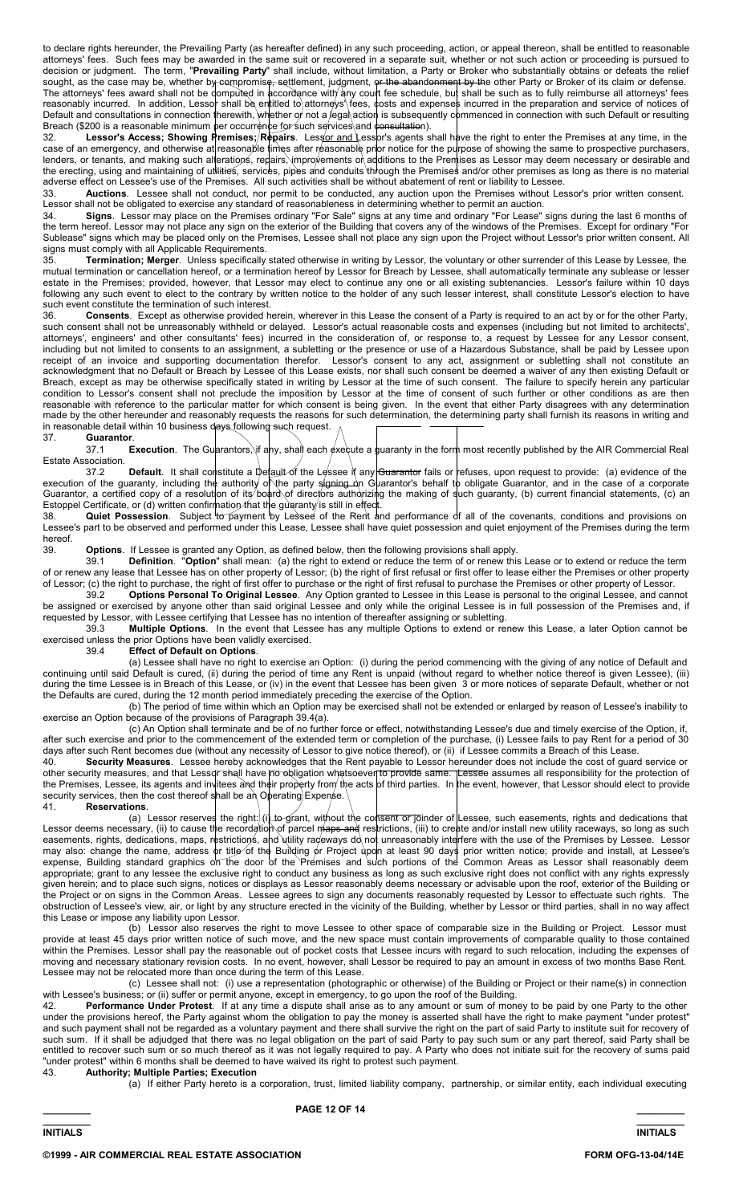to declare rights hereunder, the Prevailing Party (as hereafter defined) in any such proceeding, action, or appeal thereon, shall be entitled to reasonable attorneys' fees. Such fees may be awarded in the same suit or recovered in a separate suit, whether or not such action or proceeding is pursued to decision or judgment. The term, "**Prevailing Party**" shall include, without limitation, a Party or Broker who substantially obtains or defeats the relief sought, as the case may be, whether by compromise, settlement, judgment, or the abandonment by the other Party or Broker of its claim or defense. The attorneys' fees award shall not be computed in accordance with any court fee schedule, but shall be such as to fully reimburse all attorneys' fees reasonably incurred. In addition, Lessor shall be entitled to attorneys' fees, costs and expenses incurred in the preparation and service of notices of Default and consultations in connection therewith, whether or not a legal action is subsequently commenced in connection with such Default or resulting Breach ($200 is a reasonable minimum per occurrence for such services and consultation).

32. **Lessor's Access; Showing Premises; Repairs**. Lessor and Lessor's agents shall have the right to enter the Premises at any time, in the case of an emergency, and otherwise at reasonable times after reasonable prior notice for the purpose of showing the same to prospective purchasers, lenders, or tenants, and making such alterations, repairs, improvements or additions to the Premises as Lessor may deem necessary or desirable and the erecting, using and maintaining of utilities, services, pipes and conduits through the Premises and/or other premises as long as there is no material adverse effect on Lessee's use of the Premises. All such activities shall be without abatement of rent or liability to Lessee.

33. **Auctions**. Lessee shall not conduct, nor permit to be conducted, any auction upon the Premises without Lessor's prior written consent. Lessor shall not be obligated to exercise any standard of reasonableness in determining whether to permit an auction.

34. **Signs**. Lessor may place on the Premises ordinary "For Sale" signs at any time and ordinary "For Lease" signs during the last 6 months of the term hereof. Lessor may not place any sign on the exterior of the Building that covers any of the windows of the Premises. Except for ordinary "For Sublease" signs which may be placed only on the Premises, Lessee shall not place any sign upon the Project without Lessor's prior written consent. All signs must comply with all Applicable Requirements.

35. **Termination; Merger**. Unless specifically stated otherwise in writing by Lessor, the voluntary or other surrender of this Lease by Lessee, the mutual termination or cancellation hereof, or a termination hereof by Lessor for Breach by Lessee, shall automatically terminate any sublease or lesser estate in the Premises; provided, however, that Lessor may elect to continue any one or all existing subtenancies. Lessor's failure within 10 days following any such event to elect to the contrary by written notice to the holder of any such lesser interest, shall constitute Lessor's election to have such event constitute the termination of such interest.

36. **Consents**. Except as otherwise provided herein, wherever in this Lease the consent of a Party is required to an act by or for the other Party, such consent shall not be unreasonably withheld or delayed. Lessor's actual reasonable costs and expenses (including but not limited to architects', attorneys', engineers' and other consultants' fees) incurred in the consideration of, or response to, a request by Lessee for any Lessor consent, including but not limited to consents to an assignment, a subletting or the presence or use of a Hazardous Substance, shall be paid by Lessee upon receipt of an invoice and supporting documentation therefor. Lessor's consent to any act, assignment or subletting shall not constitute an acknowledgment that no Default or Breach by Lessee of this Lease exists, nor shall such consent be deemed a waiver of any then existing Default or Breach, except as may be otherwise specifically stated in writing by Lessor at the time of such consent. The failure to specify herein any particular condition to Lessor's consent shall not preclude the imposition by Lessor at the time of consent of such further or other conditions as are then reasonable with reference to the particular matter for which consent is being given. In the event that either Party disagrees with any determination made by the other hereunder and reasonably requests the reasons for such determination, the determining party shall furnish its reasons in writing and in reasonable detail within 10 business days following such request.

37. **Guarantor**.

37.1 **Execution**. The Guarantors, if any, shall each execute a guaranty in the form most recently published by the AIR Commercial Real Estate Association.

37.2 **Default**. It shall constitute a Default of the Lessee if any Guarantor fails or refuses, upon request to provide: (a) evidence of the execution of the guaranty, including the authority of the party signing on Guarantor's behalf to obligate Guarantor, and in the case of a corporate Guarantor, a certified copy of a resolution of its board of directors authorizing the making of such guaranty, (b) current financial statements, (c) an Estoppel Certificate, or (d) written confirmation that the guaranty is still in effect.

38. **Quiet Possession**. Subject to payment by Lessee of the Rent and performance of all of the covenants, conditions and provisions on Lessee's part to be observed and performed under this Lease, Lessee shall have quiet possession and quiet enjoyment of the Premises during the term hereof.

39. **Options**. If Lessee is granted any Option, as defined below, then the following provisions shall apply.

39.1 **Definition**. "**Option**" shall mean: (a) the right to extend or reduce the term of or renew this Lease or to extend or reduce the term of or renew any lease that Lessee has on other property of Lessor; (b) the right of first refusal or first offer to lease either the Premises or other property of Lessor; (c) the right to purchase, the right of first offer to purchase or the right of first refusal to purchase the Premises or other property of Lessor.

39.2 **Options Personal To Original Lessee**. Any Option granted to Lessee in this Lease is personal to the original Lessee, and cannot be assigned or exercised by anyone other than said original Lessee and only while the original Lessee is in full possession of the Premises and, if requested by Lessor, with Lessee certifying that Lessee has no intention of thereafter assigning or subletting.

39.3 **Multiple Options**. In the event that Lessee has any multiple Options to extend or renew this Lease, a later Option cannot be exercised unless the prior Options have been validly exercised.

39.4 **Effect of Default on Options**.

(a) Lessee shall have no right to exercise an Option: (i) during the period commencing with the giving of any notice of Default and continuing until said Default is cured, (ii) during the period of time any Rent is unpaid (without regard to whether notice thereof is given Lessee), (iii) during the time Lessee is in Breach of this Lease, or (iv) in the event that Lessee has been given 3 or more notices of separate Default, whether or not the Defaults are cured, during the 12 month period immediately preceding the exercise of the Option.

(b) The period of time within which an Option may be exercised shall not be extended or enlarged by reason of Lessee's inability to exercise an Option because of the provisions of Paragraph 39.4(a).

(c) An Option shall terminate and be of no further force or effect, notwithstanding Lessee's due and timely exercise of the Option, if, after such exercise and prior to the commencement of the extended term or completion of the purchase, (i) Lessee fails to pay Rent for a period of 30 days after such Rent becomes due (without any necessity of Lessor to give notice thereof), or (ii) if Lessee commits a Breach of this Lease.

40. **Security Measures**. Lessee hereby acknowledges that the Rent payable to Lessor hereunder does not include the cost of guard service or other security measures, and that Lessor shall have no obligation whatsoever to provide same. Lessee assumes all responsibility for the protection of the Premises, Lessee, its agents and invitees and their property from the acts of third parties. In the event, however, that Lessor should elect to provide security services, then the cost thereof shall be an Operating Expense.

41. **Reservations**.

(a) Lessor reserves the right: (i) to grant, without the consent or joinder of Lessee, such easements, rights and dedications that Lessor deems necessary, (ii) to cause the recordation of parcel maps and restrictions, (iii) to create and/or install new utility raceways, so long as such easements, rights, dedications, maps, restrictions, and utility raceways do not unreasonably interfere with the use of the Premises by Lessee. Lessor may also: change the name, address or title of the Building or Project upon at least 90 days prior written notice; provide and install, at Lessee's expense, Building standard graphics on the door of the Premises and such portions of the Common Areas as Lessor shall reasonably deem appropriate; grant to any lessee the exclusive right to conduct any business as long as such exclusive right does not conflict with any rights expressly given herein; and to place such signs, notices or displays as Lessor reasonably deems necessary or advisable upon the roof, exterior of the Building or the Project or on signs in the Common Areas. Lessee agrees to sign any documents reasonably requested by Lessor to effectuate such rights. The obstruction of Lessee's view, air, or light by any structure erected in the vicinity of the Building, whether by Lessor or third parties, shall in no way affect this Lease or impose any liability upon Lessor.

(b) Lessor also reserves the right to move Lessee to other space of comparable size in the Building or Project. Lessor must provide at least 45 days prior written notice of such move, and the new space must contain improvements of comparable quality to those contained within the Premises. Lessor shall pay the reasonable out of pocket costs that Lessee incurs with regard to such relocation, including the expenses of moving and necessary stationary revision costs. In no event, however, shall Lessor be required to pay an amount in excess of two months Base Rent. Lessee may not be relocated more than once during the term of this Lease.

(c) Lessee shall not: (i) use a representation (photographic or otherwise) of the Building or Project or their name(s) in connection with Lessee's business; or (ii) suffer or permit anyone, except in emergency, to go upon the roof of the Building.

42. **Performance Under Protest**. If at any time a dispute shall arise as to any amount or sum of money to be paid by one Party to the other under the provisions hereof, the Party against whom the obligation to pay the money is asserted shall have the right to make payment "under protest" and such payment shall not be regarded as a voluntary payment and there shall survive the right on the part of said Party to institute suit for recovery of such sum. If it shall be adjudged that there was no legal obligation on the part of said Party to pay such sum or any part thereof, said Party shall be entitled to recover such sum or so much thereof as it was not legally required to pay. A Party who does not initiate suit for the recovery of sums paid "under protest" within 6 months shall be deemed to have waived its right to protest such payment.

43. **Authority; Multiple Parties; Execution**

(a) If either Party hereto is a corporation, trust, limited liability company, partnership, or similar entity, each individual executing

_________ INITIALS _________ INITIALS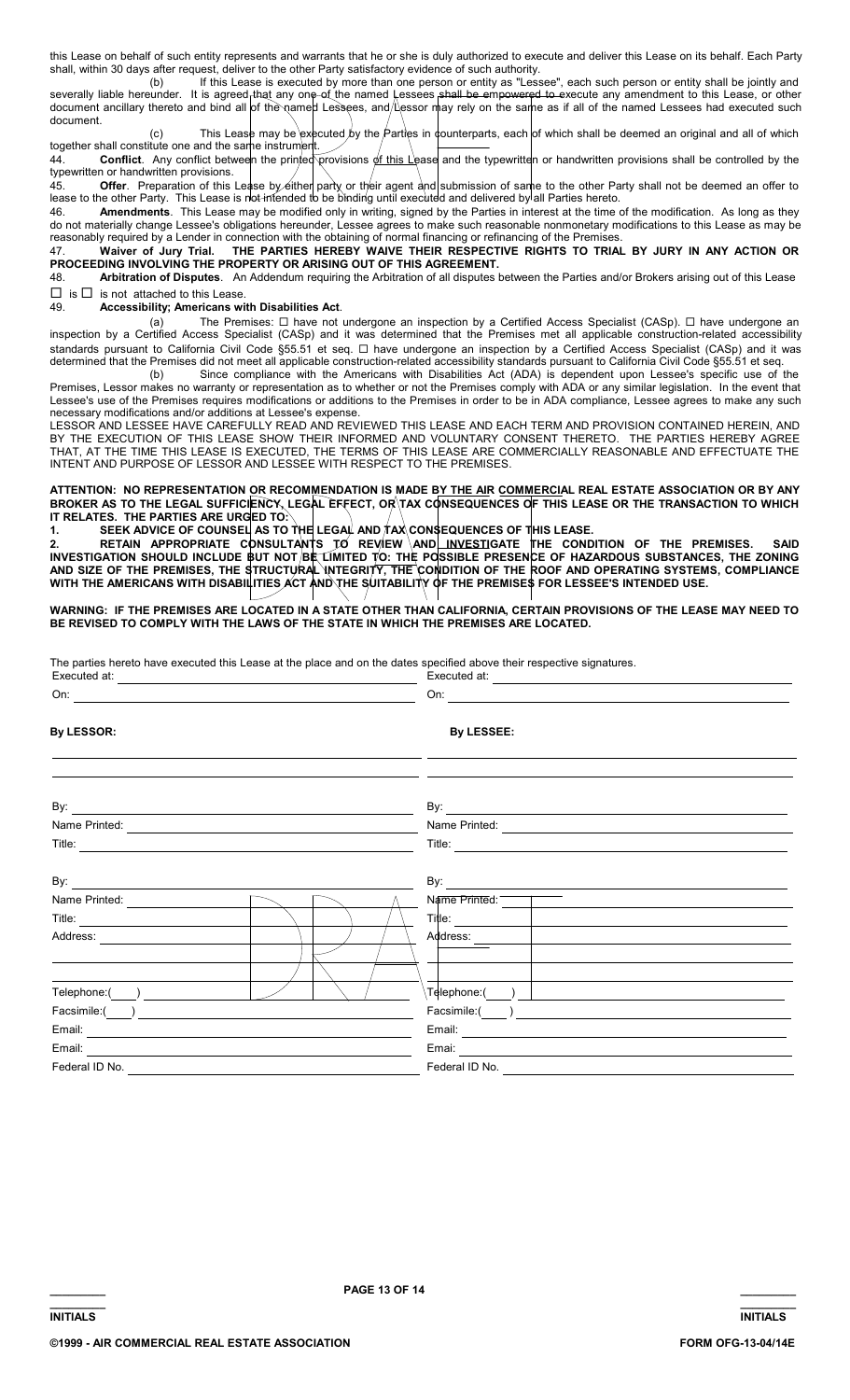this Lease on behalf of such entity represents and warrants that he or she is duly authorized to execute and deliver this Lease on its behalf. Each Party shall, within 30 days after request, deliver to the other Party satisfactory evidence of such authority.

(b) If this Lease is executed by more than one person or entity as "Lessee", each such person or entity shall be jointly and severally liable hereunder. It is agreed that any one of the named Lessees shall be empowered to execute any amendment to this Lease, or other document ancillary thereto and bind all of the named Lessees, and Lessor may rely on the same as if all of the named Lessees had executed such document.

(c) This Lease may be executed by the Parties in counterparts, each of which shall be deemed an original and all of which together shall constitute one and the same instrument.

44. **Conflict**. Any conflict between the printed provisions of this Lease and the typewritten or handwritten provisions shall be controlled by the typewritten or handwritten provisions.

45. **Offer**. Preparation of this Lease by either party or their agent and submission of same to the other Party shall not be deemed an offer to lease to the other Party. This Lease is not intended to be binding until executed and delivered by all Parties hereto.

46. **Amendments**. This Lease may be modified only in writing, signed by the Parties in interest at the time of the modification. As long as they do not materially change Lessee's obligations hereunder, Lessee agrees to make such reasonable nonmonetary modifications to this Lease as may be reasonably required by a Lender in connection with the obtaining of normal financing or refinancing of the Premises.

47. **Waiver of Jury Trial. THE PARTIES HEREBY WAIVE THEIR RESPECTIVE RIGHTS TO TRIAL BY JURY IN ANY ACTION OR PROCEEDING INVOLVING THE PROPERTY OR ARISING OUT OF THIS AGREEMENT.**

48. **Arbitration of Disputes**. An Addendum requiring the Arbitration of all disputes between the Parties and/or Brokers arising out of this Lease ☐ is ☐ is not attached to this Lease.

49. **Accessibility; Americans with Disabilities Act**.

(a) The Premises: ☐ have not undergone an inspection by a Certified Access Specialist (CASp). ☐ have undergone an inspection by a Certified Access Specialist (CASp) and it was determined that the Premises met all applicable construction-related accessibility standards pursuant to California Civil Code §55.51 et seq. ☐ have undergone an inspection by a Certified Access Specialist (CASp) and it was determined that the Premises did not meet all applicable construction-related accessibility standards pursuant to California Civil Code §55.51 et seq.

(b) Since compliance with the Americans with Disabilities Act (ADA) is dependent upon Lessee's specific use of the Premises, Lessor makes no warranty or representation as to whether or not the Premises comply with ADA or any similar legislation. In the event that Lessee's use of the Premises requires modifications or additions to the Premises in order to be in ADA compliance, Lessee agrees to make any such necessary modifications and/or additions at Lessee's expense.

LESSOR AND LESSEE HAVE CAREFULLY READ AND REVIEWED THIS LEASE AND EACH TERM AND PROVISION CONTAINED HEREIN, AND BY THE EXECUTION OF THIS LEASE SHOW THEIR INFORMED AND VOLUNTARY CONSENT THERETO. THE PARTIES HEREBY AGREE THAT, AT THE TIME THIS LEASE IS EXECUTED, THE TERMS OF THIS LEASE ARE COMMERCIALLY REASONABLE AND EFFECTUATE THE INTENT AND PURPOSE OF LESSOR AND LESSEE WITH RESPECT TO THE PREMISES.

**ATTENTION: NO REPRESENTATION OR RECOMMENDATION IS MADE BY THE AIR COMMERCIAL REAL ESTATE ASSOCIATION OR BY ANY BROKER AS TO THE LEGAL SUFFICIENCY, LEGAL EFFECT, OR TAX CONSEQUENCES OF THIS LEASE OR THE TRANSACTION TO WHICH IT RELATES. THE PARTIES ARE URGED TO:**

**1. SEEK ADVICE OF COUNSEL AS TO THE LEGAL AND TAX CONSEQUENCES OF THIS LEASE.**

**2. RETAIN APPROPRIATE CONSULTANTS TO REVIEW AND INVESTIGATE THE CONDITION OF THE PREMISES. SAID INVESTIGATION SHOULD INCLUDE BUT NOT BE LIMITED TO: THE POSSIBLE PRESENCE OF HAZARDOUS SUBSTANCES, THE ZONING AND SIZE OF THE PREMISES, THE STRUCTURAL INTEGRITY, THE CONDITION OF THE ROOF AND OPERATING SYSTEMS, COMPLIANCE WITH THE AMERICANS WITH DISABILITIES ACT AND THE SUITABILITY OF THE PREMISES FOR LESSEE'S INTENDED USE.**

**WARNING: IF THE PREMISES ARE LOCATED IN A STATE OTHER THAN CALIFORNIA, CERTAIN PROVISIONS OF THE LEASE MAY NEED TO BE REVISED TO COMPLY WITH THE LAWS OF THE STATE IN WHICH THE PREMISES ARE LOCATED.**

The parties hereto have executed this Lease at the place and on the dates specified above their respective signatures.

| | |
|---|---|
| Executed at: ______________________ | Executed at: ______________________ |
| On: ______________________ | On: ______________________ |
| **By LESSOR:** | **By LESSEE:** |
| ______________________ | ______________________ |
| ______________________ | ______________________ |
| By: ______________________ | By: ______________________ |
| Name Printed: ______________________ | Name Printed: ______________________ |
| Title: ______________________ | Title: ______________________ |
| By: ______________________ | By: ______________________ |
| Name Printed: ______________________ | Name Printed: ______________________ |
| Title: ______________________ | Title: ______________________ |
| Address: ______________________ | Address: ______________________ |
| ______________________ | ______________________ |
| Telephone:(___) ______________________ | Telephone:(___) ______________________ |
| Facsimile:(___) ______________________ | Facsimile:(___) ______________________ |
| Email: ______________________ | Email: ______________________ |
| Email: ______________________ | Emai: ______________________ |
| Federal ID No. ______________________ | Federal ID No. ______________________ |

INITIALS ________ INITIALS ________

©1999 - AIR COMMERCIAL REAL ESTATE ASSOCIATION FORM OFG-13-04/14E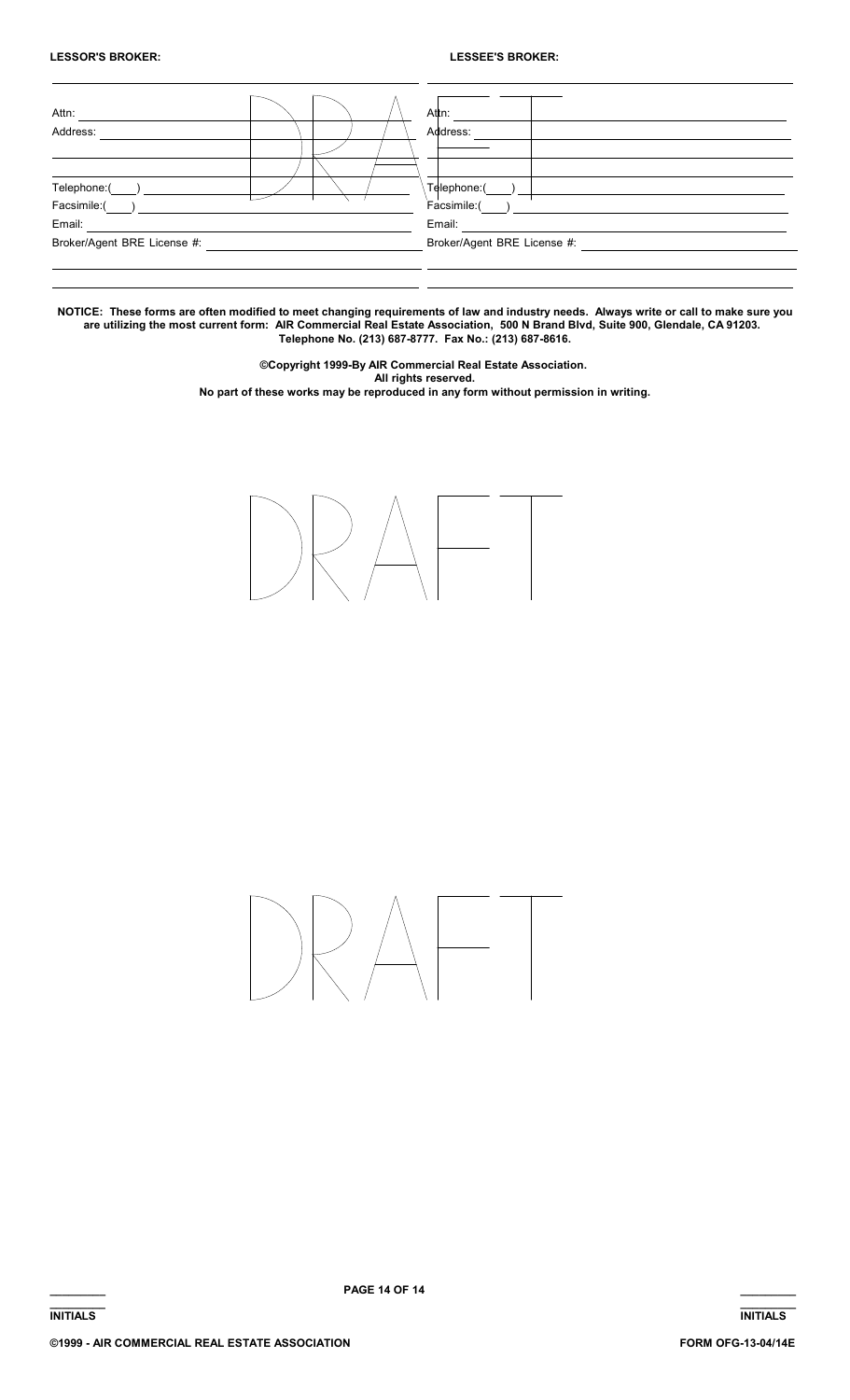**LESSOR'S BROKER:**

Attn:

Address:

Telephone:( )

Facsimile:( )

Email:

Broker/Agent BRE License #:

**LESSEE'S BROKER:**

Attn:

Address:

Telephone:( )

Facsimile:( )

Email:

Broker/Agent BRE License #:

**NOTICE: These forms are often modified to meet changing requirements of law and industry needs. Always write or call to make sure you are utilizing the most current form: AIR Commercial Real Estate Association, 500 N Brand Blvd, Suite 900, Glendale, CA 91203. Telephone No. (213) 687-8777. Fax No.: (213) 687-8616.**

**©Copyright 1999-By AIR Commercial Real Estate Association.**
**All rights reserved.**
**No part of these works may be reproduced in any form without permission in writing.**

DRAFT

DRAFT

**INITIALS** **INITIALS**